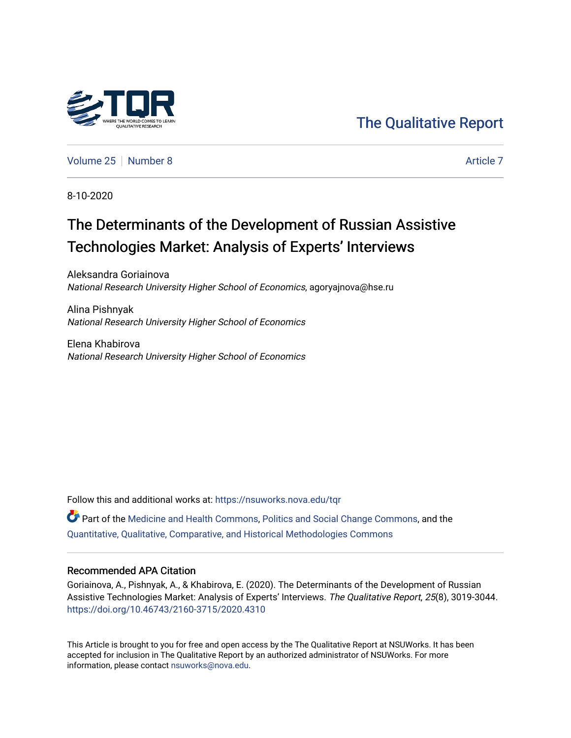The Qualitative Report

Volume 25 | Number 8 | Article 7

8-10-2020

# The Determinants of the Development of Russian Assistive Technologies Market: Analysis of Experts' Interviews

Aleksandra Goriainova
*National Research University Higher School of Economics*, agoryajnova@hse.ru

Alina Pishnyak
*National Research University Higher School of Economics*

Elena Khabirova
*National Research University Higher School of Economics*

Follow this and additional works at: https://nsuworks.nova.edu/tqr

Part of the Medicine and Health Commons, Politics and Social Change Commons, and the Quantitative, Qualitative, Comparative, and Historical Methodologies Commons

## Recommended APA Citation

Goriainova, A., Pishnyak, A., & Khabirova, E. (2020). The Determinants of the Development of Russian Assistive Technologies Market: Analysis of Experts' Interviews. *The Qualitative Report*, *25*(8), 3019-3044. https://doi.org/10.46743/2160-3715/2020.4310

This Article is brought to you for free and open access by the The Qualitative Report at NSUWorks. It has been accepted for inclusion in The Qualitative Report by an authorized administrator of NSUWorks. For more information, please contact nsuworks@nova.edu.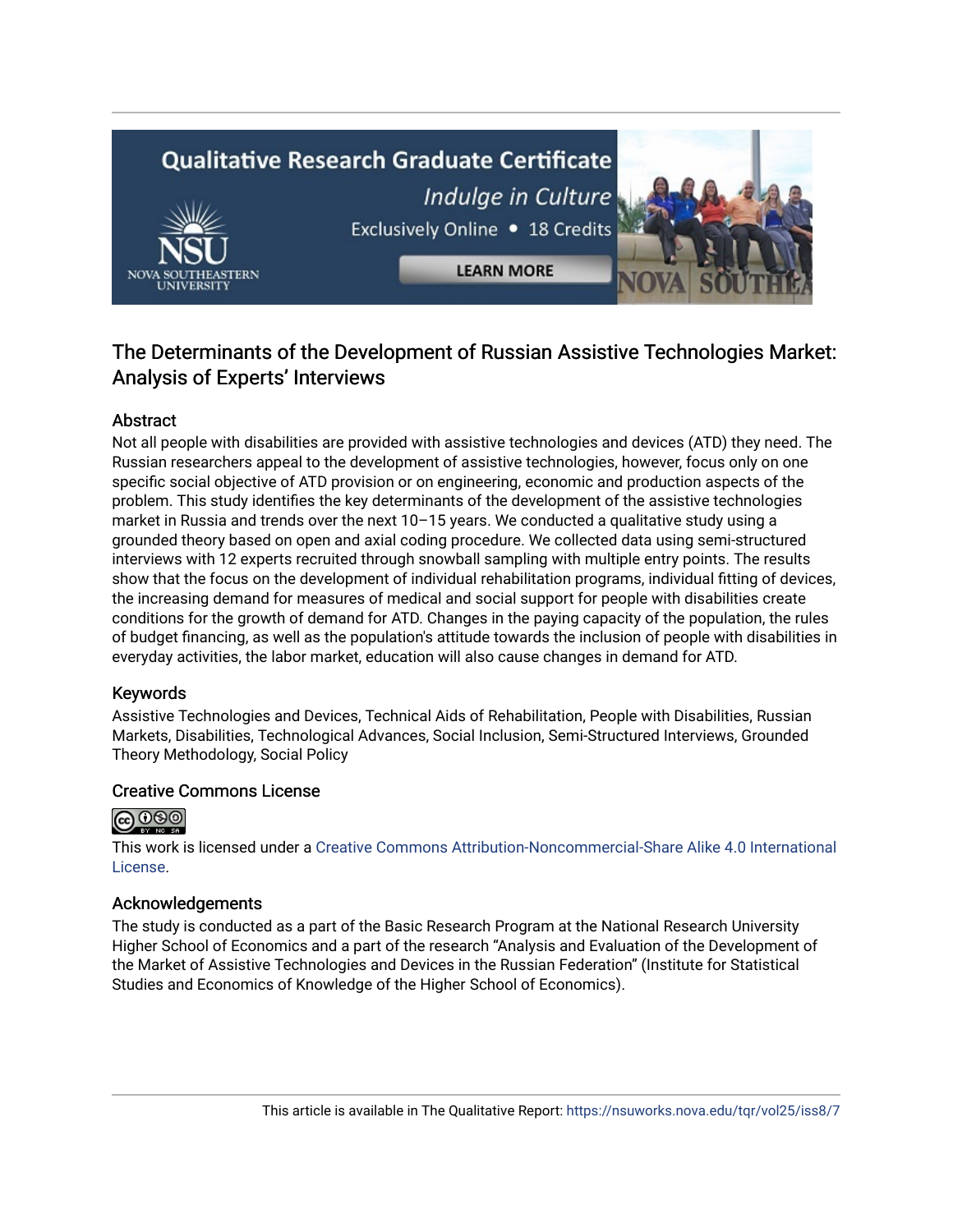## The Determinants of the Development of Russian Assistive Technologies Market: Analysis of Experts' Interviews

### Abstract

Not all people with disabilities are provided with assistive technologies and devices (ATD) they need. The Russian researchers appeal to the development of assistive technologies, however, focus only on one specific social objective of ATD provision or on engineering, economic and production aspects of the problem. This study identifies the key determinants of the development of the assistive technologies market in Russia and trends over the next 10–15 years. We conducted a qualitative study using a grounded theory based on open and axial coding procedure. We collected data using semi-structured interviews with 12 experts recruited through snowball sampling with multiple entry points. The results show that the focus on the development of individual rehabilitation programs, individual fitting of devices, the increasing demand for measures of medical and social support for people with disabilities create conditions for the growth of demand for ATD. Changes in the paying capacity of the population, the rules of budget financing, as well as the population's attitude towards the inclusion of people with disabilities in everyday activities, the labor market, education will also cause changes in demand for ATD.

### Keywords

Assistive Technologies and Devices, Technical Aids of Rehabilitation, People with Disabilities, Russian Markets, Disabilities, Technological Advances, Social Inclusion, Semi-Structured Interviews, Grounded Theory Methodology, Social Policy

### Creative Commons License

This work is licensed under a Creative Commons Attribution-Noncommercial-Share Alike 4.0 International License.

### Acknowledgements

The study is conducted as a part of the Basic Research Program at the National Research University Higher School of Economics and a part of the research "Analysis and Evaluation of the Development of the Market of Assistive Technologies and Devices in the Russian Federation" (Institute for Statistical Studies and Economics of Knowledge of the Higher School of Economics).

This article is available in The Qualitative Report: https://nsuworks.nova.edu/tqr/vol25/iss8/7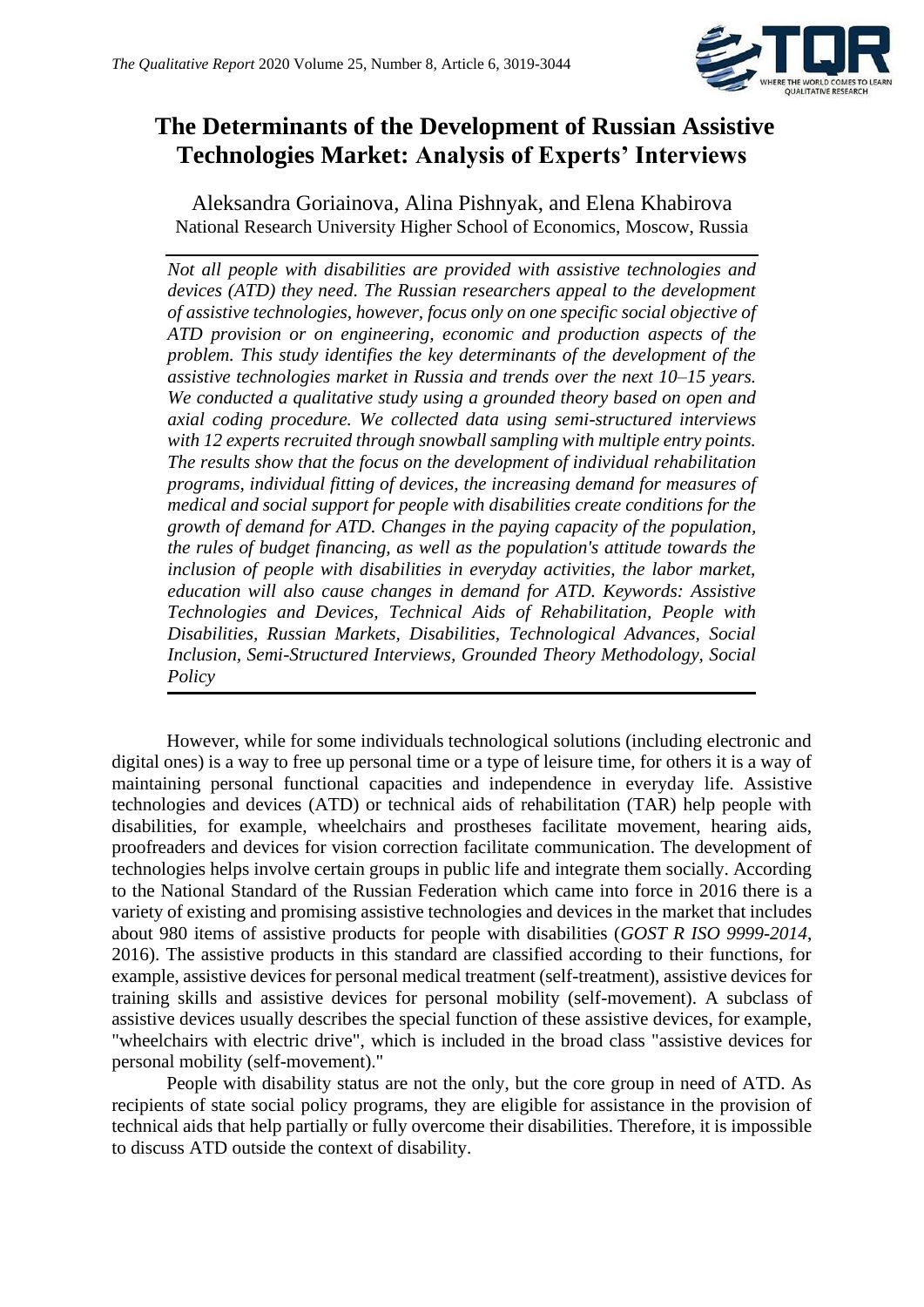# The Determinants of the Development of Russian Assistive Technologies Market: Analysis of Experts' Interviews

Aleksandra Goriainova, Alina Pishnyak, and Elena Khabirova
National Research University Higher School of Economics, Moscow, Russia

*Not all people with disabilities are provided with assistive technologies and devices (ATD) they need. The Russian researchers appeal to the development of assistive technologies, however, focus only on one specific social objective of ATD provision or on engineering, economic and production aspects of the problem. This study identifies the key determinants of the development of the assistive technologies market in Russia and trends over the next 10–15 years. We conducted a qualitative study using a grounded theory based on open and axial coding procedure. We collected data using semi-structured interviews with 12 experts recruited through snowball sampling with multiple entry points. The results show that the focus on the development of individual rehabilitation programs, individual fitting of devices, the increasing demand for measures of medical and social support for people with disabilities create conditions for the growth of demand for ATD. Changes in the paying capacity of the population, the rules of budget financing, as well as the population's attitude towards the inclusion of people with disabilities in everyday activities, the labor market, education will also cause changes in demand for ATD. Keywords: Assistive Technologies and Devices, Technical Aids of Rehabilitation, People with Disabilities, Russian Markets, Disabilities, Technological Advances, Social Inclusion, Semi-Structured Interviews, Grounded Theory Methodology, Social Policy*

However, while for some individuals technological solutions (including electronic and digital ones) is a way to free up personal time or a type of leisure time, for others it is a way of maintaining personal functional capacities and independence in everyday life. Assistive technologies and devices (ATD) or technical aids of rehabilitation (TAR) help people with disabilities, for example, wheelchairs and prostheses facilitate movement, hearing aids, proofreaders and devices for vision correction facilitate communication. The development of technologies helps involve certain groups in public life and integrate them socially. According to the National Standard of the Russian Federation which came into force in 2016 there is a variety of existing and promising assistive technologies and devices in the market that includes about 980 items of assistive products for people with disabilities (*GOST R ISO 9999-2014*, 2016). The assistive products in this standard are classified according to their functions, for example, assistive devices for personal medical treatment (self-treatment), assistive devices for training skills and assistive devices for personal mobility (self-movement). A subclass of assistive devices usually describes the special function of these assistive devices, for example, "wheelchairs with electric drive", which is included in the broad class "assistive devices for personal mobility (self-movement)."

People with disability status are not the only, but the core group in need of ATD. As recipients of state social policy programs, they are eligible for assistance in the provision of technical aids that help partially or fully overcome their disabilities. Therefore, it is impossible to discuss ATD outside the context of disability.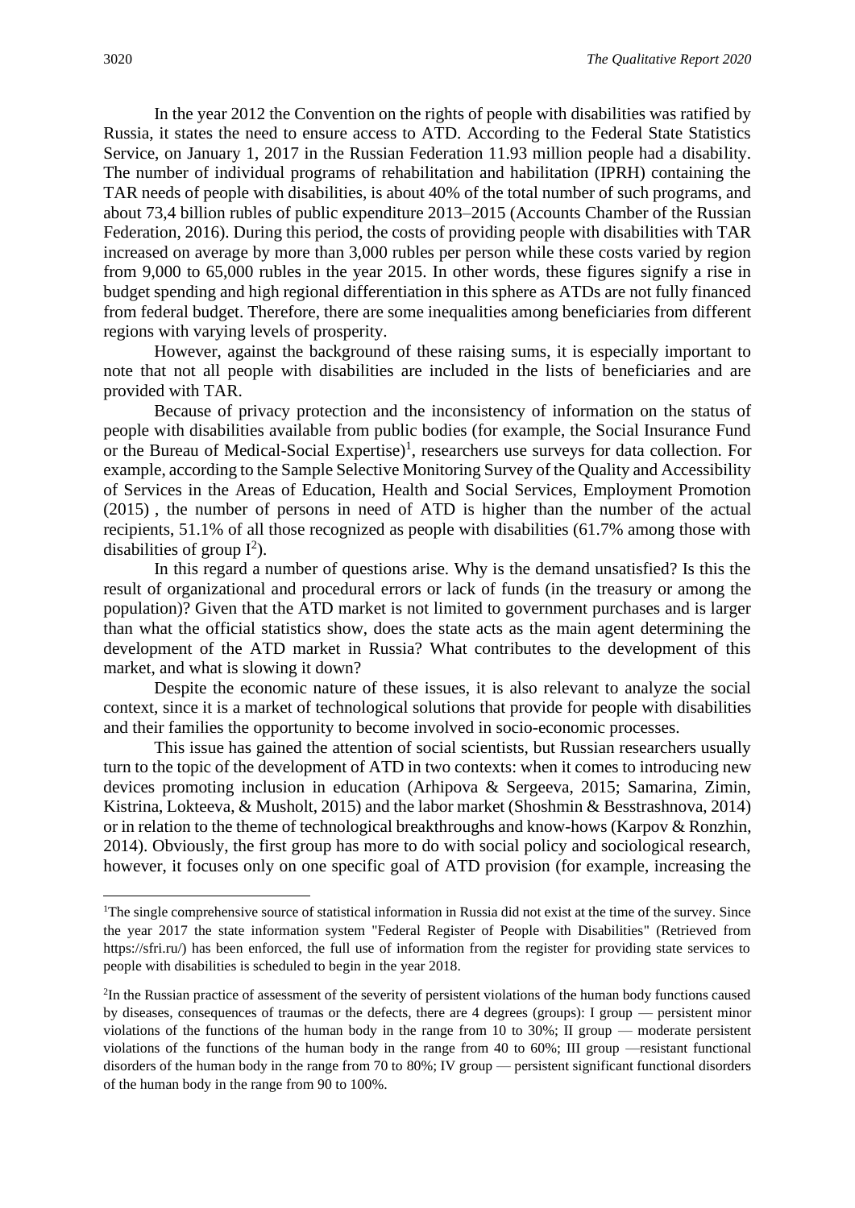In the year 2012 the Convention on the rights of people with disabilities was ratified by Russia, it states the need to ensure access to ATD. According to the Federal State Statistics Service, on January 1, 2017 in the Russian Federation 11.93 million people had a disability. The number of individual programs of rehabilitation and habilitation (IPRH) containing the TAR needs of people with disabilities, is about 40% of the total number of such programs, and about 73,4 billion rubles of public expenditure 2013–2015 (Accounts Chamber of the Russian Federation, 2016). During this period, the costs of providing people with disabilities with TAR increased on average by more than 3,000 rubles per person while these costs varied by region from 9,000 to 65,000 rubles in the year 2015. In other words, these figures signify a rise in budget spending and high regional differentiation in this sphere as ATDs are not fully financed from federal budget. Therefore, there are some inequalities among beneficiaries from different regions with varying levels of prosperity.

However, against the background of these raising sums, it is especially important to note that not all people with disabilities are included in the lists of beneficiaries and are provided with TAR.

Because of privacy protection and the inconsistency of information on the status of people with disabilities available from public bodies (for example, the Social Insurance Fund or the Bureau of Medical-Social Expertise)[1], researchers use surveys for data collection. For example, according to the Sample Selective Monitoring Survey of the Quality and Accessibility of Services in the Areas of Education, Health and Social Services, Employment Promotion (2015) , the number of persons in need of ATD is higher than the number of the actual recipients, 51.1% of all those recognized as people with disabilities (61.7% among those with disabilities of group I[2]).

In this regard a number of questions arise. Why is the demand unsatisfied? Is this the result of organizational and procedural errors or lack of funds (in the treasury or among the population)? Given that the ATD market is not limited to government purchases and is larger than what the official statistics show, does the state acts as the main agent determining the development of the ATD market in Russia? What contributes to the development of this market, and what is slowing it down?

Despite the economic nature of these issues, it is also relevant to analyze the social context, since it is a market of technological solutions that provide for people with disabilities and their families the opportunity to become involved in socio-economic processes.

This issue has gained the attention of social scientists, but Russian researchers usually turn to the topic of the development of ATD in two contexts: when it comes to introducing new devices promoting inclusion in education (Arhipova & Sergeeva, 2015; Samarina, Zimin, Kistrina, Lokteeva, & Musholt, 2015) and the labor market (Shoshmin & Besstrashnova, 2014) or in relation to the theme of technological breakthroughs and know-hows (Karpov & Ronzhin, 2014). Obviously, the first group has more to do with social policy and sociological research, however, it focuses only on one specific goal of ATD provision (for example, increasing the

---

[1]The single comprehensive source of statistical information in Russia did not exist at the time of the survey. Since the year 2017 the state information system "Federal Register of People with Disabilities" (Retrieved from https://sfri.ru/) has been enforced, the full use of information from the register for providing state services to people with disabilities is scheduled to begin in the year 2018.

[2]In the Russian practice of assessment of the severity of persistent violations of the human body functions caused by diseases, consequences of traumas or the defects, there are 4 degrees (groups): I group — persistent minor violations of the functions of the human body in the range from 10 to 30%; II group — moderate persistent violations of the functions of the human body in the range from 40 to 60%; III group —resistant functional disorders of the human body in the range from 70 to 80%; IV group — persistent significant functional disorders of the human body in the range from 90 to 100%.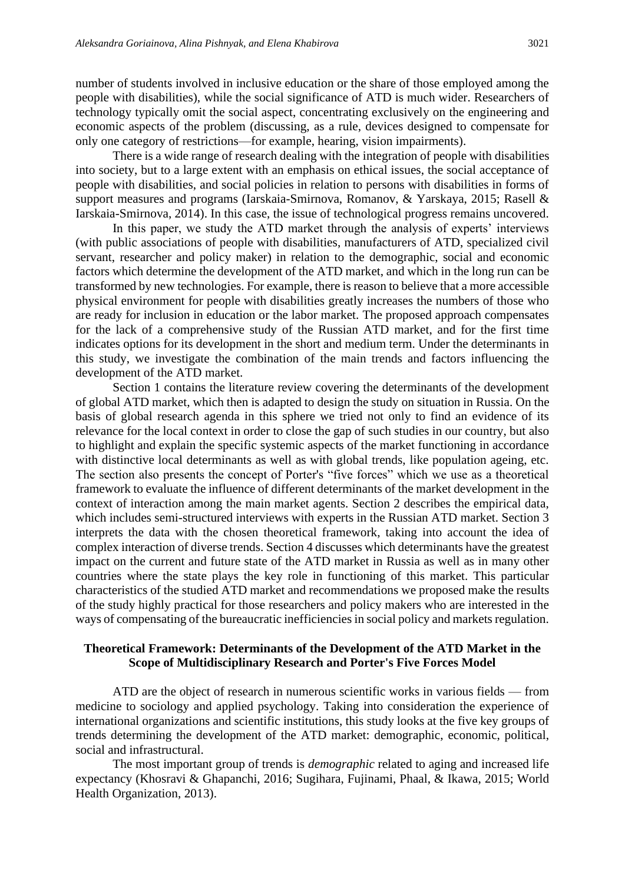number of students involved in inclusive education or the share of those employed among the people with disabilities), while the social significance of ATD is much wider. Researchers of technology typically omit the social aspect, concentrating exclusively on the engineering and economic aspects of the problem (discussing, as a rule, devices designed to compensate for only one category of restrictions—for example, hearing, vision impairments).

There is a wide range of research dealing with the integration of people with disabilities into society, but to a large extent with an emphasis on ethical issues, the social acceptance of people with disabilities, and social policies in relation to persons with disabilities in forms of support measures and programs (Iarskaia-Smirnova, Romanov, & Yarskaya, 2015; Rasell & Iarskaia-Smirnova, 2014). In this case, the issue of technological progress remains uncovered.

In this paper, we study the ATD market through the analysis of experts' interviews (with public associations of people with disabilities, manufacturers of ATD, specialized civil servant, researcher and policy maker) in relation to the demographic, social and economic factors which determine the development of the ATD market, and which in the long run can be transformed by new technologies. For example, there is reason to believe that a more accessible physical environment for people with disabilities greatly increases the numbers of those who are ready for inclusion in education or the labor market. The proposed approach compensates for the lack of a comprehensive study of the Russian ATD market, and for the first time indicates options for its development in the short and medium term. Under the determinants in this study, we investigate the combination of the main trends and factors influencing the development of the ATD market.

Section 1 contains the literature review covering the determinants of the development of global ATD market, which then is adapted to design the study on situation in Russia. On the basis of global research agenda in this sphere we tried not only to find an evidence of its relevance for the local context in order to close the gap of such studies in our country, but also to highlight and explain the specific systemic aspects of the market functioning in accordance with distinctive local determinants as well as with global trends, like population ageing, etc. The section also presents the concept of Porter's "five forces" which we use as a theoretical framework to evaluate the influence of different determinants of the market development in the context of interaction among the main market agents. Section 2 describes the empirical data, which includes semi-structured interviews with experts in the Russian ATD market. Section 3 interprets the data with the chosen theoretical framework, taking into account the idea of complex interaction of diverse trends. Section 4 discusses which determinants have the greatest impact on the current and future state of the ATD market in Russia as well as in many other countries where the state plays the key role in functioning of this market. This particular characteristics of the studied ATD market and recommendations we proposed make the results of the study highly practical for those researchers and policy makers who are interested in the ways of compensating of the bureaucratic inefficiencies in social policy and markets regulation.

## Theoretical Framework: Determinants of the Development of the ATD Market in the Scope of Multidisciplinary Research and Porter's Five Forces Model

ATD are the object of research in numerous scientific works in various fields — from medicine to sociology and applied psychology. Taking into consideration the experience of international organizations and scientific institutions, this study looks at the five key groups of trends determining the development of the ATD market: demographic, economic, political, social and infrastructural.

The most important group of trends is *demographic* related to aging and increased life expectancy (Khosravi & Ghapanchi, 2016; Sugihara, Fujinami, Phaal, & Ikawa, 2015; World Health Organization, 2013).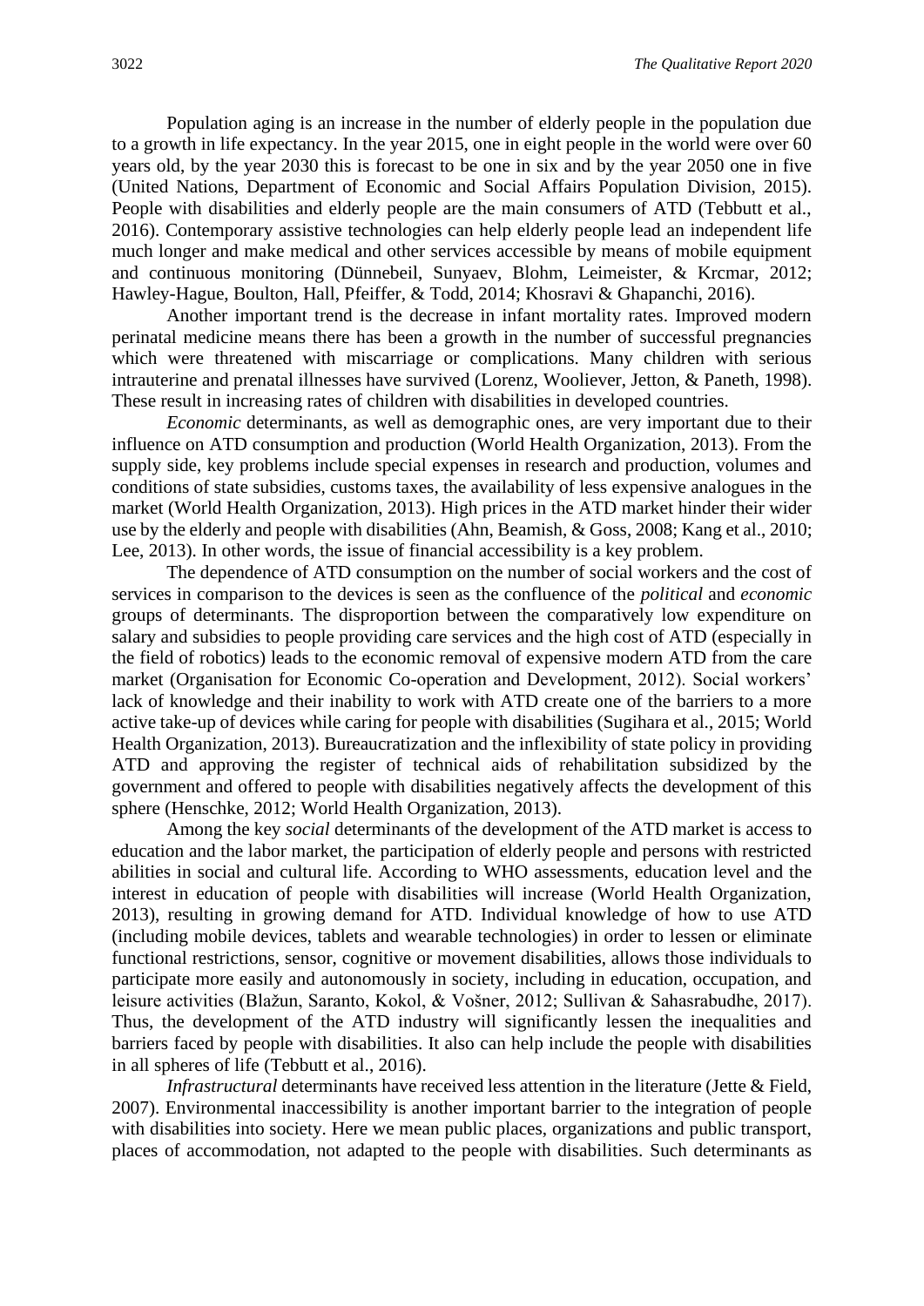Population aging is an increase in the number of elderly people in the population due to a growth in life expectancy. In the year 2015, one in eight people in the world were over 60 years old, by the year 2030 this is forecast to be one in six and by the year 2050 one in five (United Nations, Department of Economic and Social Affairs Population Division, 2015). People with disabilities and elderly people are the main consumers of ATD (Tebbutt et al., 2016). Contemporary assistive technologies can help elderly people lead an independent life much longer and make medical and other services accessible by means of mobile equipment and continuous monitoring (Dünnebeil, Sunyaev, Blohm, Leimeister, & Krcmar, 2012; Hawley-Hague, Boulton, Hall, Pfeiffer, & Todd, 2014; Khosravi & Ghapanchi, 2016).

Another important trend is the decrease in infant mortality rates. Improved modern perinatal medicine means there has been a growth in the number of successful pregnancies which were threatened with miscarriage or complications. Many children with serious intrauterine and prenatal illnesses have survived (Lorenz, Wooliever, Jetton, & Paneth, 1998). These result in increasing rates of children with disabilities in developed countries.

*Economic* determinants, as well as demographic ones, are very important due to their influence on ATD consumption and production (World Health Organization, 2013). From the supply side, key problems include special expenses in research and production, volumes and conditions of state subsidies, customs taxes, the availability of less expensive analogues in the market (World Health Organization, 2013). High prices in the ATD market hinder their wider use by the elderly and people with disabilities (Ahn, Beamish, & Goss, 2008; Kang et al., 2010; Lee, 2013). In other words, the issue of financial accessibility is a key problem.

The dependence of ATD consumption on the number of social workers and the cost of services in comparison to the devices is seen as the confluence of the *political* and *economic* groups of determinants. The disproportion between the comparatively low expenditure on salary and subsidies to people providing care services and the high cost of ATD (especially in the field of robotics) leads to the economic removal of expensive modern ATD from the care market (Organisation for Economic Co-operation and Development, 2012). Social workers' lack of knowledge and their inability to work with ATD create one of the barriers to a more active take-up of devices while caring for people with disabilities (Sugihara et al., 2015; World Health Organization, 2013). Bureaucratization and the inflexibility of state policy in providing ATD and approving the register of technical aids of rehabilitation subsidized by the government and offered to people with disabilities negatively affects the development of this sphere (Henschke, 2012; World Health Organization, 2013).

Among the key *social* determinants of the development of the ATD market is access to education and the labor market, the participation of elderly people and persons with restricted abilities in social and cultural life. According to WHO assessments, education level and the interest in education of people with disabilities will increase (World Health Organization, 2013), resulting in growing demand for ATD. Individual knowledge of how to use ATD (including mobile devices, tablets and wearable technologies) in order to lessen or eliminate functional restrictions, sensor, cognitive or movement disabilities, allows those individuals to participate more easily and autonomously in society, including in education, occupation, and leisure activities (Blažun, Saranto, Kokol, & Vošner, 2012; Sullivan & Sahasrabudhe, 2017). Thus, the development of the ATD industry will significantly lessen the inequalities and barriers faced by people with disabilities. It also can help include the people with disabilities in all spheres of life (Tebbutt et al., 2016).

*Infrastructural* determinants have received less attention in the literature (Jette & Field, 2007). Environmental inaccessibility is another important barrier to the integration of people with disabilities into society. Here we mean public places, organizations and public transport, places of accommodation, not adapted to the people with disabilities. Such determinants as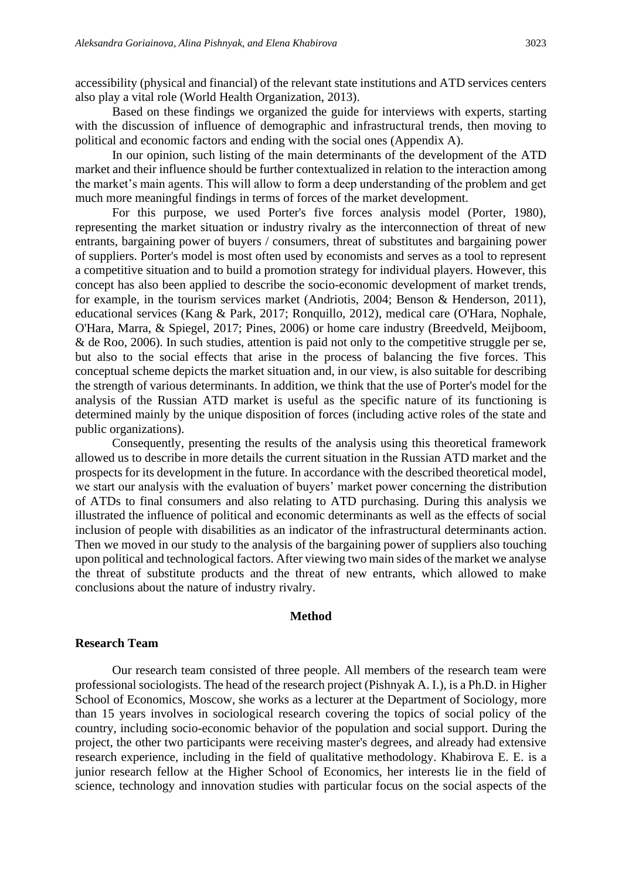accessibility (physical and financial) of the relevant state institutions and ATD services centers also play a vital role (World Health Organization, 2013).

Based on these findings we organized the guide for interviews with experts, starting with the discussion of influence of demographic and infrastructural trends, then moving to political and economic factors and ending with the social ones (Appendix A).

In our opinion, such listing of the main determinants of the development of the ATD market and their influence should be further contextualized in relation to the interaction among the market's main agents. This will allow to form a deep understanding of the problem and get much more meaningful findings in terms of forces of the market development.

For this purpose, we used Porter's five forces analysis model (Porter, 1980), representing the market situation or industry rivalry as the interconnection of threat of new entrants, bargaining power of buyers / consumers, threat of substitutes and bargaining power of suppliers. Porter's model is most often used by economists and serves as a tool to represent a competitive situation and to build a promotion strategy for individual players. However, this concept has also been applied to describe the socio-economic development of market trends, for example, in the tourism services market (Andriotis, 2004; Benson & Henderson, 2011), educational services (Kang & Park, 2017; Ronquillo, 2012), medical care (O'Hara, Nophale, O'Hara, Marra, & Spiegel, 2017; Pines, 2006) or home care industry (Breedveld, Meijboom, & de Roo, 2006). In such studies, attention is paid not only to the competitive struggle per se, but also to the social effects that arise in the process of balancing the five forces. This conceptual scheme depicts the market situation and, in our view, is also suitable for describing the strength of various determinants. In addition, we think that the use of Porter's model for the analysis of the Russian ATD market is useful as the specific nature of its functioning is determined mainly by the unique disposition of forces (including active roles of the state and public organizations).

Consequently, presenting the results of the analysis using this theoretical framework allowed us to describe in more details the current situation in the Russian ATD market and the prospects for its development in the future. In accordance with the described theoretical model, we start our analysis with the evaluation of buyers' market power concerning the distribution of ATDs to final consumers and also relating to ATD purchasing. During this analysis we illustrated the influence of political and economic determinants as well as the effects of social inclusion of people with disabilities as an indicator of the infrastructural determinants action. Then we moved in our study to the analysis of the bargaining power of suppliers also touching upon political and technological factors. After viewing two main sides of the market we analyse the threat of substitute products and the threat of new entrants, which allowed to make conclusions about the nature of industry rivalry.

## Method

### Research Team

Our research team consisted of three people. All members of the research team were professional sociologists. The head of the research project (Pishnyak A. I.), is a Ph.D. in Higher School of Economics, Moscow, she works as a lecturer at the Department of Sociology, more than 15 years involves in sociological research covering the topics of social policy of the country, including socio-economic behavior of the population and social support. During the project, the other two participants were receiving master's degrees, and already had extensive research experience, including in the field of qualitative methodology. Khabirova E. E. is a junior research fellow at the Higher School of Economics, her interests lie in the field of science, technology and innovation studies with particular focus on the social aspects of the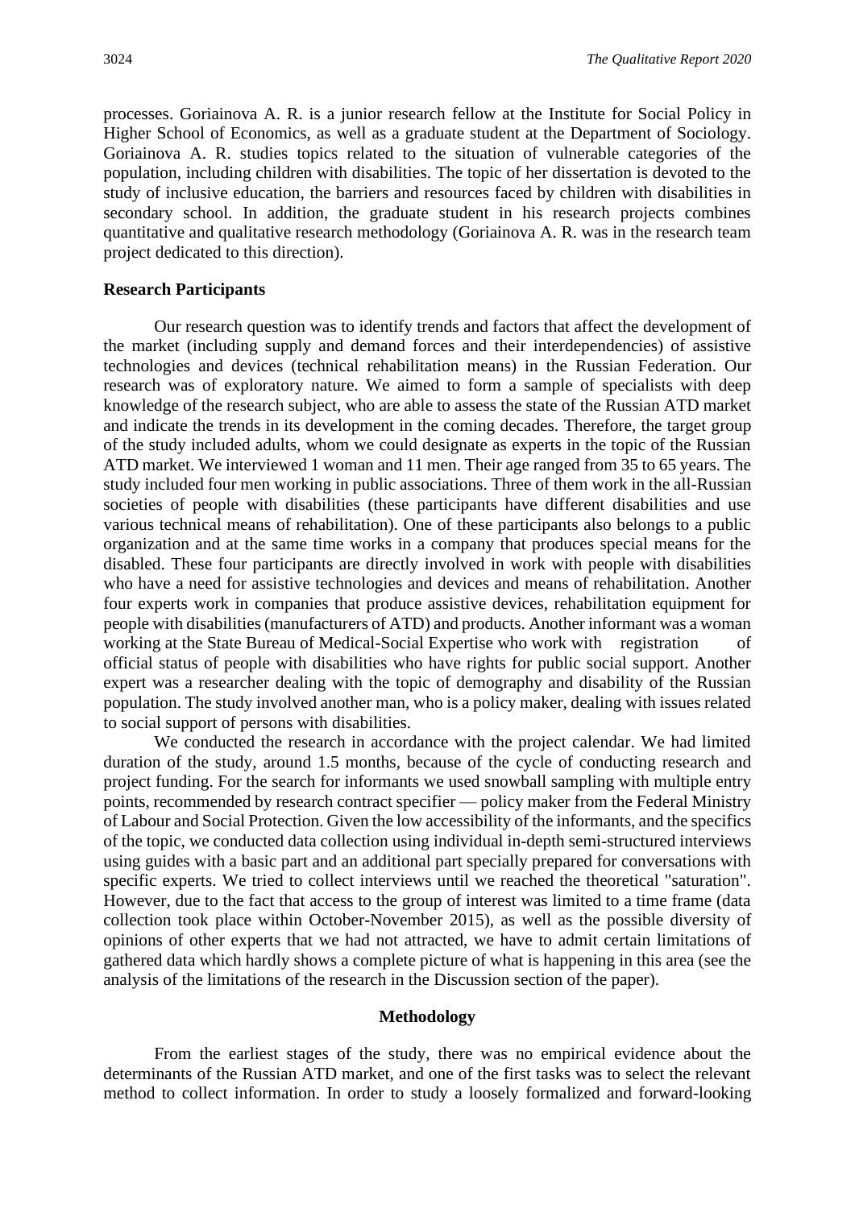processes. Goriainova A. R. is a junior research fellow at the Institute for Social Policy in Higher School of Economics, as well as a graduate student at the Department of Sociology. Goriainova A. R. studies topics related to the situation of vulnerable categories of the population, including children with disabilities. The topic of her dissertation is devoted to the study of inclusive education, the barriers and resources faced by children with disabilities in secondary school. In addition, the graduate student in his research projects combines quantitative and qualitative research methodology (Goriainova A. R. was in the research team project dedicated to this direction).

**Research Participants**

Our research question was to identify trends and factors that affect the development of the market (including supply and demand forces and their interdependencies) of assistive technologies and devices (technical rehabilitation means) in the Russian Federation. Our research was of exploratory nature. We aimed to form a sample of specialists with deep knowledge of the research subject, who are able to assess the state of the Russian ATD market and indicate the trends in its development in the coming decades. Therefore, the target group of the study included adults, whom we could designate as experts in the topic of the Russian ATD market. We interviewed 1 woman and 11 men. Their age ranged from 35 to 65 years. The study included four men working in public associations. Three of them work in the all-Russian societies of people with disabilities (these participants have different disabilities and use various technical means of rehabilitation). One of these participants also belongs to a public organization and at the same time works in a company that produces special means for the disabled. These four participants are directly involved in work with people with disabilities who have a need for assistive technologies and devices and means of rehabilitation. Another four experts work in companies that produce assistive devices, rehabilitation equipment for people with disabilities (manufacturers of ATD) and products. Another informant was a woman working at the State Bureau of Medical-Social Expertise who work with registration of official status of people with disabilities who have rights for public social support. Another expert was a researcher dealing with the topic of demography and disability of the Russian population. The study involved another man, who is a policy maker, dealing with issues related to social support of persons with disabilities.

We conducted the research in accordance with the project calendar. We had limited duration of the study, around 1.5 months, because of the cycle of conducting research and project funding. For the search for informants we used snowball sampling with multiple entry points, recommended by research contract specifier — policy maker from the Federal Ministry of Labour and Social Protection. Given the low accessibility of the informants, and the specifics of the topic, we conducted data collection using individual in-depth semi-structured interviews using guides with a basic part and an additional part specially prepared for conversations with specific experts. We tried to collect interviews until we reached the theoretical "saturation". However, due to the fact that access to the group of interest was limited to a time frame (data collection took place within October-November 2015), as well as the possible diversity of opinions of other experts that we had not attracted, we have to admit certain limitations of gathered data which hardly shows a complete picture of what is happening in this area (see the analysis of the limitations of the research in the Discussion section of the paper).

## Methodology

From the earliest stages of the study, there was no empirical evidence about the determinants of the Russian ATD market, and one of the first tasks was to select the relevant method to collect information. In order to study a loosely formalized and forward-looking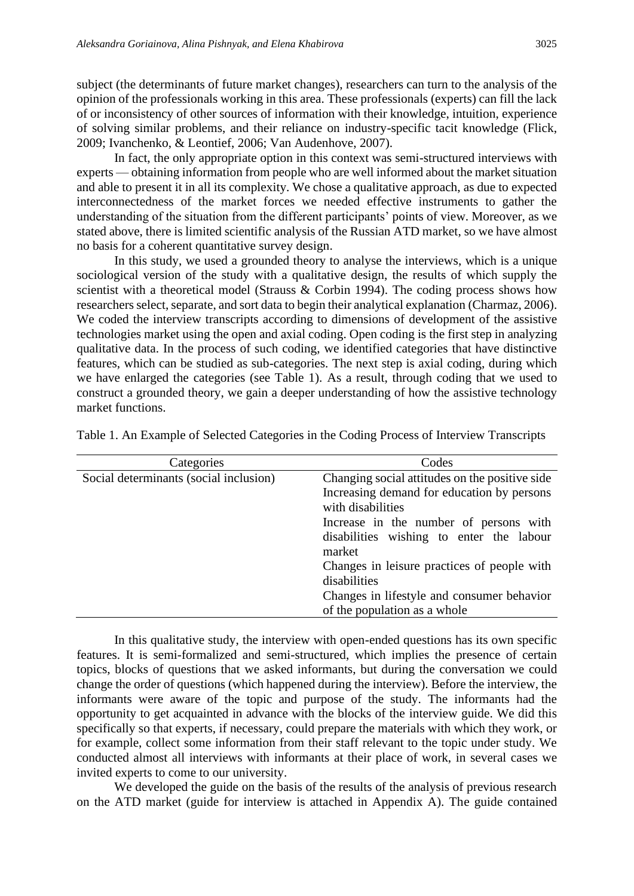subject (the determinants of future market changes), researchers can turn to the analysis of the opinion of the professionals working in this area. These professionals (experts) can fill the lack of or inconsistency of other sources of information with their knowledge, intuition, experience of solving similar problems, and their reliance on industry-specific tacit knowledge (Flick, 2009; Ivanchenko, & Leontief, 2006; Van Audenhove, 2007).

In fact, the only appropriate option in this context was semi-structured interviews with experts — obtaining information from people who are well informed about the market situation and able to present it in all its complexity. We chose a qualitative approach, as due to expected interconnectedness of the market forces we needed effective instruments to gather the understanding of the situation from the different participants' points of view. Moreover, as we stated above, there is limited scientific analysis of the Russian ATD market, so we have almost no basis for a coherent quantitative survey design.

In this study, we used a grounded theory to analyse the interviews, which is a unique sociological version of the study with a qualitative design, the results of which supply the scientist with a theoretical model (Strauss & Corbin 1994). The coding process shows how researchers select, separate, and sort data to begin their analytical explanation (Charmaz, 2006). We coded the interview transcripts according to dimensions of development of the assistive technologies market using the open and axial coding. Open coding is the first step in analyzing qualitative data. In the process of such coding, we identified categories that have distinctive features, which can be studied as sub-categories. The next step is axial coding, during which we have enlarged the categories (see Table 1). As a result, through coding that we used to construct a grounded theory, we gain a deeper understanding of how the assistive technology market functions.

Table 1. An Example of Selected Categories in the Coding Process of Interview Transcripts

| Categories | Codes |
|---|---|
| Social determinants (social inclusion) | Changing social attitudes on the positive side<br>Increasing demand for education by persons with disabilities<br>Increase in the number of persons with disabilities wishing to enter the labour market<br>Changes in leisure practices of people with disabilities<br>Changes in lifestyle and consumer behavior of the population as a whole |

In this qualitative study, the interview with open-ended questions has its own specific features. It is semi-formalized and semi-structured, which implies the presence of certain topics, blocks of questions that we asked informants, but during the conversation we could change the order of questions (which happened during the interview). Before the interview, the informants were aware of the topic and purpose of the study. The informants had the opportunity to get acquainted in advance with the blocks of the interview guide. We did this specifically so that experts, if necessary, could prepare the materials with which they work, or for example, collect some information from their staff relevant to the topic under study. We conducted almost all interviews with informants at their place of work, in several cases we invited experts to come to our university.

We developed the guide on the basis of the results of the analysis of previous research on the ATD market (guide for interview is attached in Appendix A). The guide contained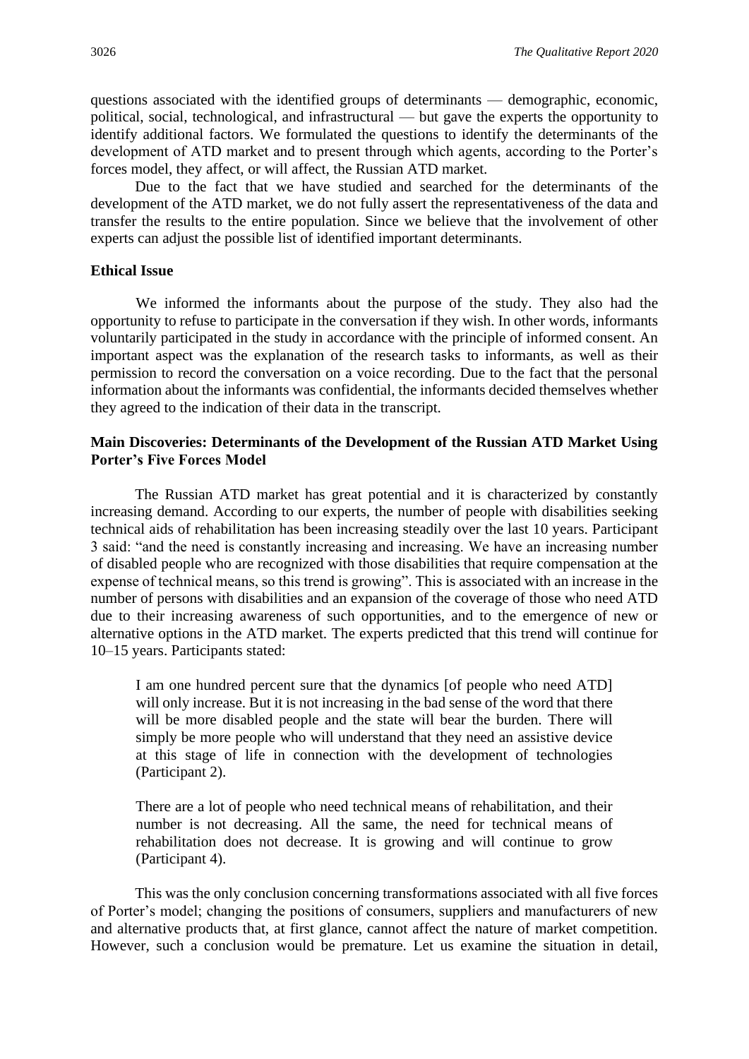questions associated with the identified groups of determinants — demographic, economic, political, social, technological, and infrastructural — but gave the experts the opportunity to identify additional factors. We formulated the questions to identify the determinants of the development of ATD market and to present through which agents, according to the Porter's forces model, they affect, or will affect, the Russian ATD market.

Due to the fact that we have studied and searched for the determinants of the development of the ATD market, we do not fully assert the representativeness of the data and transfer the results to the entire population. Since we believe that the involvement of other experts can adjust the possible list of identified important determinants.

### Ethical Issue

We informed the informants about the purpose of the study. They also had the opportunity to refuse to participate in the conversation if they wish. In other words, informants voluntarily participated in the study in accordance with the principle of informed consent. An important aspect was the explanation of the research tasks to informants, as well as their permission to record the conversation on a voice recording. Due to the fact that the personal information about the informants was confidential, the informants decided themselves whether they agreed to the indication of their data in the transcript.

### Main Discoveries: Determinants of the Development of the Russian ATD Market Using Porter's Five Forces Model

The Russian ATD market has great potential and it is characterized by constantly increasing demand. According to our experts, the number of people with disabilities seeking technical aids of rehabilitation has been increasing steadily over the last 10 years. Participant 3 said: "and the need is constantly increasing and increasing. We have an increasing number of disabled people who are recognized with those disabilities that require compensation at the expense of technical means, so this trend is growing". This is associated with an increase in the number of persons with disabilities and an expansion of the coverage of those who need ATD due to their increasing awareness of such opportunities, and to the emergence of new or alternative options in the ATD market. The experts predicted that this trend will continue for 10–15 years. Participants stated:

> I am one hundred percent sure that the dynamics [of people who need ATD] will only increase. But it is not increasing in the bad sense of the word that there will be more disabled people and the state will bear the burden. There will simply be more people who will understand that they need an assistive device at this stage of life in connection with the development of technologies (Participant 2).

> There are a lot of people who need technical means of rehabilitation, and their number is not decreasing. All the same, the need for technical means of rehabilitation does not decrease. It is growing and will continue to grow (Participant 4).

This was the only conclusion concerning transformations associated with all five forces of Porter's model; changing the positions of consumers, suppliers and manufacturers of new and alternative products that, at first glance, cannot affect the nature of market competition. However, such a conclusion would be premature. Let us examine the situation in detail,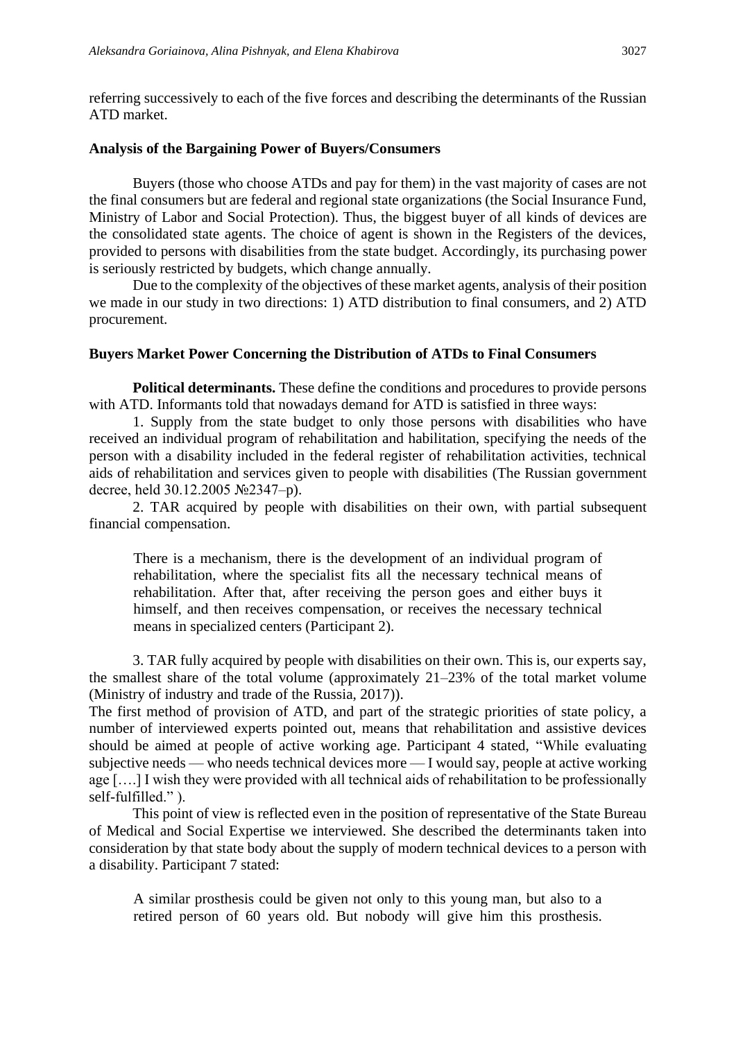referring successively to each of the five forces and describing the determinants of the Russian ATD market.

**Analysis of the Bargaining Power of Buyers/Consumers**

Buyers (those who choose ATDs and pay for them) in the vast majority of cases are not the final consumers but are federal and regional state organizations (the Social Insurance Fund, Ministry of Labor and Social Protection). Thus, the biggest buyer of all kinds of devices are the consolidated state agents. The choice of agent is shown in the Registers of the devices, provided to persons with disabilities from the state budget. Accordingly, its purchasing power is seriously restricted by budgets, which change annually.

Due to the complexity of the objectives of these market agents, analysis of their position we made in our study in two directions: 1) ATD distribution to final consumers, and 2) ATD procurement.

**Buyers Market Power Concerning the Distribution of ATDs to Final Consumers**

**Political determinants.** These define the conditions and procedures to provide persons with ATD. Informants told that nowadays demand for ATD is satisfied in three ways:

1. Supply from the state budget to only those persons with disabilities who have received an individual program of rehabilitation and habilitation, specifying the needs of the person with a disability included in the federal register of rehabilitation activities, technical aids of rehabilitation and services given to people with disabilities (The Russian government decree, held 30.12.2005 №2347–р).

2. TAR acquired by people with disabilities on their own, with partial subsequent financial compensation.

> There is a mechanism, there is the development of an individual program of rehabilitation, where the specialist fits all the necessary technical means of rehabilitation. After that, after receiving the person goes and either buys it himself, and then receives compensation, or receives the necessary technical means in specialized centers (Participant 2).

3. TAR fully acquired by people with disabilities on their own. This is, our experts say, the smallest share of the total volume (approximately 21–23% of the total market volume (Ministry of industry and trade of the Russia, 2017)).

The first method of provision of ATD, and part of the strategic priorities of state policy, a number of interviewed experts pointed out, means that rehabilitation and assistive devices should be aimed at people of active working age. Participant 4 stated, "While evaluating subjective needs — who needs technical devices more — I would say, people at active working age [….] I wish they were provided with all technical aids of rehabilitation to be professionally self-fulfilled." ).

This point of view is reflected even in the position of representative of the State Bureau of Medical and Social Expertise we interviewed. She described the determinants taken into consideration by that state body about the supply of modern technical devices to a person with a disability. Participant 7 stated:

> A similar prosthesis could be given not only to this young man, but also to a retired person of 60 years old. But nobody will give him this prosthesis.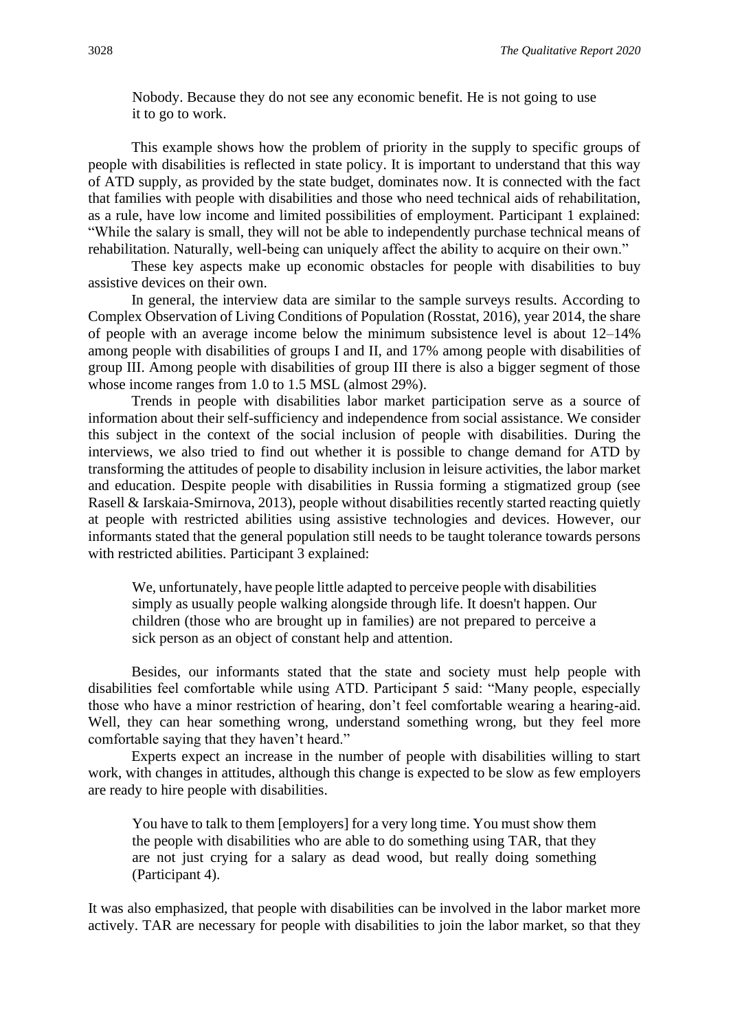> Nobody. Because they do not see any economic benefit. He is not going to use it to go to work.

This example shows how the problem of priority in the supply to specific groups of people with disabilities is reflected in state policy. It is important to understand that this way of ATD supply, as provided by the state budget, dominates now. It is connected with the fact that families with people with disabilities and those who need technical aids of rehabilitation, as a rule, have low income and limited possibilities of employment. Participant 1 explained: "While the salary is small, they will not be able to independently purchase technical means of rehabilitation. Naturally, well-being can uniquely affect the ability to acquire on their own."

These key aspects make up economic obstacles for people with disabilities to buy assistive devices on their own.

In general, the interview data are similar to the sample surveys results. According to Complex Observation of Living Conditions of Population (Rosstat, 2016), year 2014, the share of people with an average income below the minimum subsistence level is about 12–14% among people with disabilities of groups I and II, and 17% among people with disabilities of group III. Among people with disabilities of group III there is also a bigger segment of those whose income ranges from 1.0 to 1.5 MSL (almost 29%).

Trends in people with disabilities labor market participation serve as a source of information about their self-sufficiency and independence from social assistance. We consider this subject in the context of the social inclusion of people with disabilities. During the interviews, we also tried to find out whether it is possible to change demand for ATD by transforming the attitudes of people to disability inclusion in leisure activities, the labor market and education. Despite people with disabilities in Russia forming a stigmatized group (see Rasell & Iarskaia-Smirnova, 2013), people without disabilities recently started reacting quietly at people with restricted abilities using assistive technologies and devices. However, our informants stated that the general population still needs to be taught tolerance towards persons with restricted abilities. Participant 3 explained:

> We, unfortunately, have people little adapted to perceive people with disabilities simply as usually people walking alongside through life. It doesn't happen. Our children (those who are brought up in families) are not prepared to perceive a sick person as an object of constant help and attention.

Besides, our informants stated that the state and society must help people with disabilities feel comfortable while using ATD. Participant 5 said: "Many people, especially those who have a minor restriction of hearing, don't feel comfortable wearing a hearing-aid. Well, they can hear something wrong, understand something wrong, but they feel more comfortable saying that they haven't heard."

Experts expect an increase in the number of people with disabilities willing to start work, with changes in attitudes, although this change is expected to be slow as few employers are ready to hire people with disabilities.

> You have to talk to them [employers] for a very long time. You must show them the people with disabilities who are able to do something using TAR, that they are not just crying for a salary as dead wood, but really doing something (Participant 4).

It was also emphasized, that people with disabilities can be involved in the labor market more actively. TAR are necessary for people with disabilities to join the labor market, so that they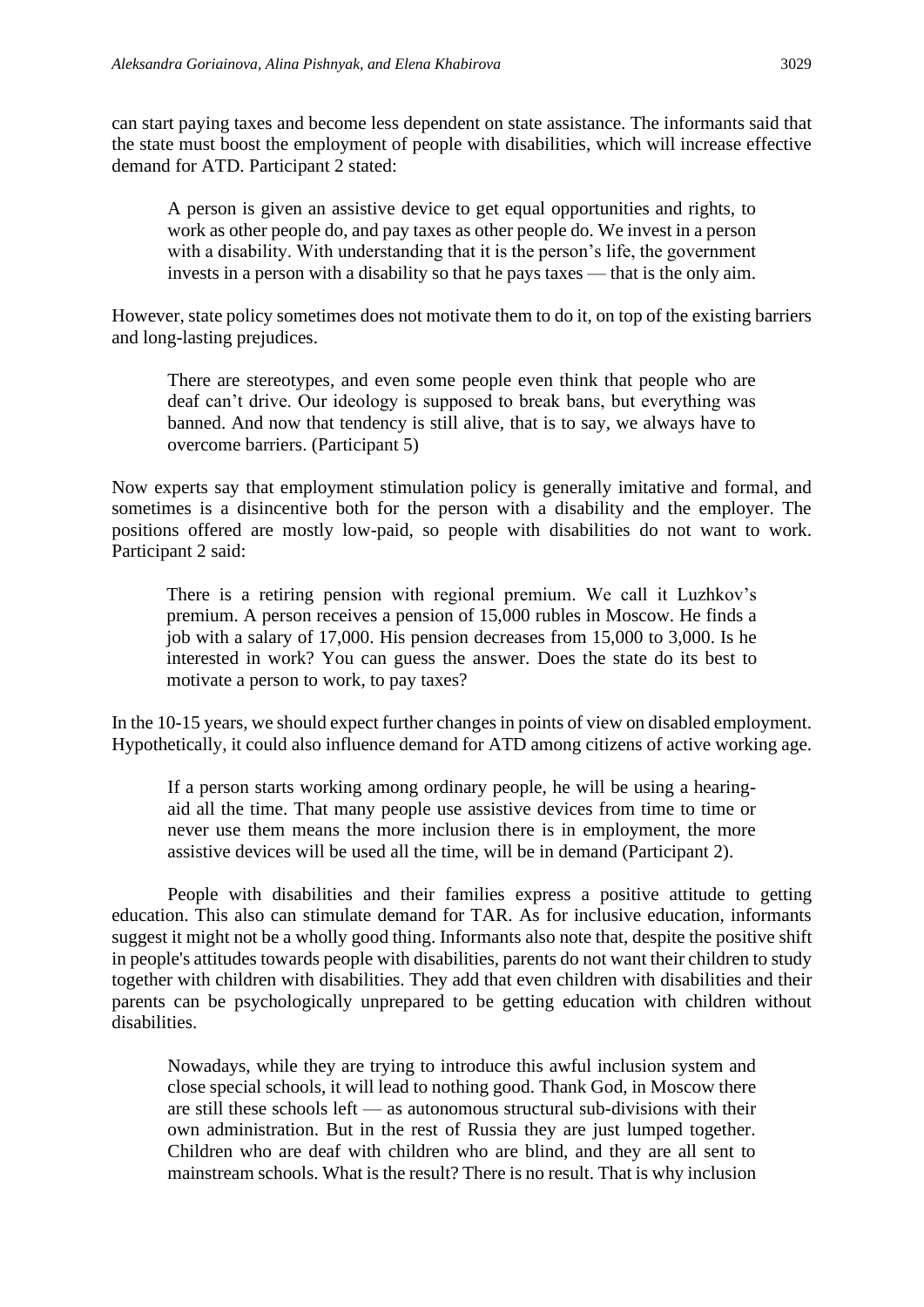can start paying taxes and become less dependent on state assistance. The informants said that the state must boost the employment of people with disabilities, which will increase effective demand for ATD. Participant 2 stated:

> A person is given an assistive device to get equal opportunities and rights, to work as other people do, and pay taxes as other people do. We invest in a person with a disability. With understanding that it is the person's life, the government invests in a person with a disability so that he pays taxes — that is the only aim.

However, state policy sometimes does not motivate them to do it, on top of the existing barriers and long-lasting prejudices.

> There are stereotypes, and even some people even think that people who are deaf can't drive. Our ideology is supposed to break bans, but everything was banned. And now that tendency is still alive, that is to say, we always have to overcome barriers. (Participant 5)

Now experts say that employment stimulation policy is generally imitative and formal, and sometimes is a disincentive both for the person with a disability and the employer. The positions offered are mostly low-paid, so people with disabilities do not want to work. Participant 2 said:

> There is a retiring pension with regional premium. We call it Luzhkov's premium. A person receives a pension of 15,000 rubles in Moscow. He finds a job with a salary of 17,000. His pension decreases from 15,000 to 3,000. Is he interested in work? You can guess the answer. Does the state do its best to motivate a person to work, to pay taxes?

In the 10-15 years, we should expect further changes in points of view on disabled employment. Hypothetically, it could also influence demand for ATD among citizens of active working age.

> If a person starts working among ordinary people, he will be using a hearing-aid all the time. That many people use assistive devices from time to time or never use them means the more inclusion there is in employment, the more assistive devices will be used all the time, will be in demand (Participant 2).

People with disabilities and their families express a positive attitude to getting education. This also can stimulate demand for TAR. As for inclusive education, informants suggest it might not be a wholly good thing. Informants also note that, despite the positive shift in people's attitudes towards people with disabilities, parents do not want their children to study together with children with disabilities. They add that even children with disabilities and their parents can be psychologically unprepared to be getting education with children without disabilities.

> Nowadays, while they are trying to introduce this awful inclusion system and close special schools, it will lead to nothing good. Thank God, in Moscow there are still these schools left — as autonomous structural sub-divisions with their own administration. But in the rest of Russia they are just lumped together. Children who are deaf with children who are blind, and they are all sent to mainstream schools. What is the result? There is no result. That is why inclusion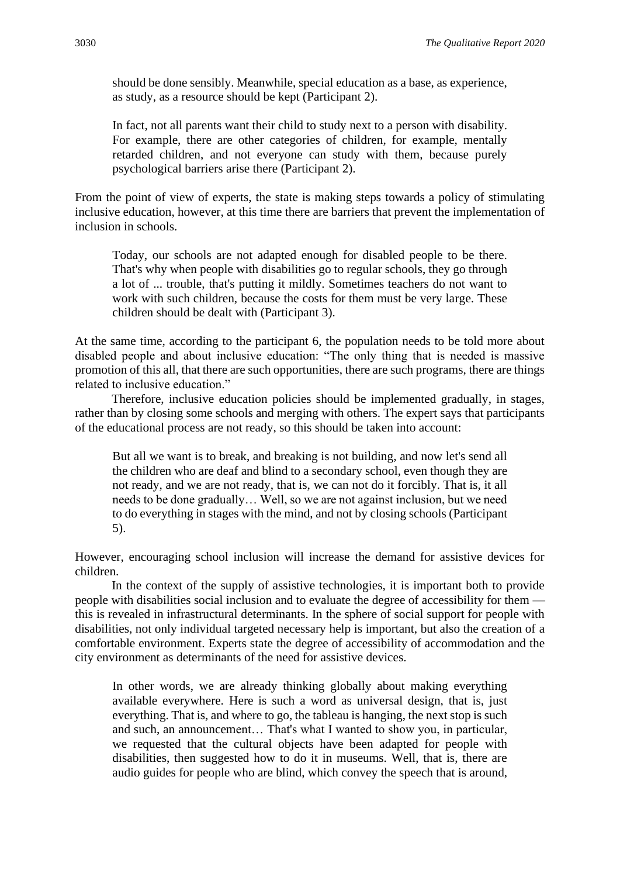> should be done sensibly. Meanwhile, special education as a base, as experience, as study, as a resource should be kept (Participant 2).

> In fact, not all parents want their child to study next to a person with disability. For example, there are other categories of children, for example, mentally retarded children, and not everyone can study with them, because purely psychological barriers arise there (Participant 2).

From the point of view of experts, the state is making steps towards a policy of stimulating inclusive education, however, at this time there are barriers that prevent the implementation of inclusion in schools.

> Today, our schools are not adapted enough for disabled people to be there. That's why when people with disabilities go to regular schools, they go through a lot of ... trouble, that's putting it mildly. Sometimes teachers do not want to work with such children, because the costs for them must be very large. These children should be dealt with (Participant 3).

At the same time, according to the participant 6, the population needs to be told more about disabled people and about inclusive education: "The only thing that is needed is massive promotion of this all, that there are such opportunities, there are such programs, there are things related to inclusive education."

Therefore, inclusive education policies should be implemented gradually, in stages, rather than by closing some schools and merging with others. The expert says that participants of the educational process are not ready, so this should be taken into account:

> But all we want is to break, and breaking is not building, and now let's send all the children who are deaf and blind to a secondary school, even though they are not ready, and we are not ready, that is, we can not do it forcibly. That is, it all needs to be done gradually… Well, so we are not against inclusion, but we need to do everything in stages with the mind, and not by closing schools (Participant 5).

However, encouraging school inclusion will increase the demand for assistive devices for children.

In the context of the supply of assistive technologies, it is important both to provide people with disabilities social inclusion and to evaluate the degree of accessibility for them — this is revealed in infrastructural determinants. In the sphere of social support for people with disabilities, not only individual targeted necessary help is important, but also the creation of a comfortable environment. Experts state the degree of accessibility of accommodation and the city environment as determinants of the need for assistive devices.

> In other words, we are already thinking globally about making everything available everywhere. Here is such a word as universal design, that is, just everything. That is, and where to go, the tableau is hanging, the next stop is such and such, an announcement… That's what I wanted to show you, in particular, we requested that the cultural objects have been adapted for people with disabilities, then suggested how to do it in museums. Well, that is, there are audio guides for people who are blind, which convey the speech that is around,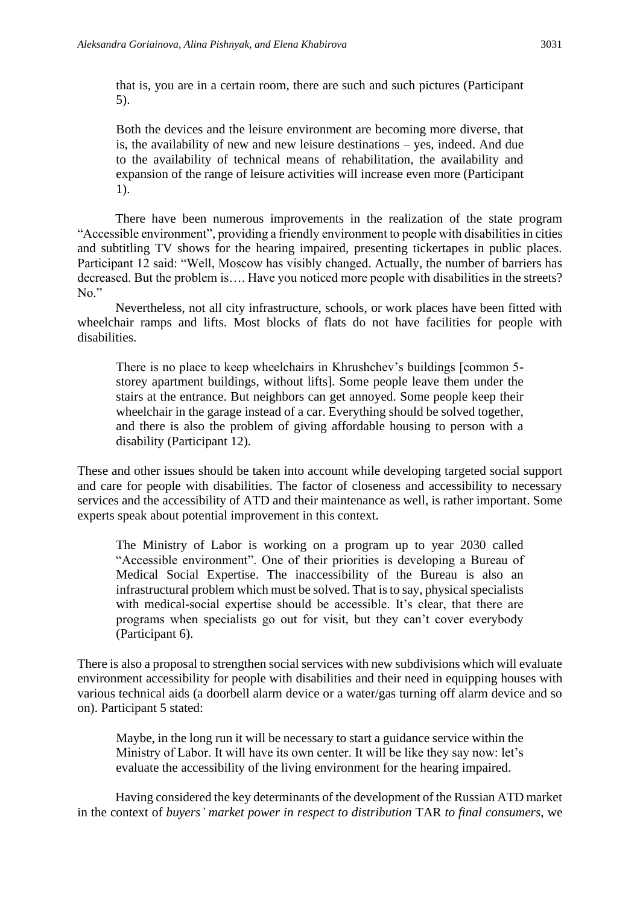> that is, you are in a certain room, there are such and such pictures (Participant 5).

> Both the devices and the leisure environment are becoming more diverse, that is, the availability of new and new leisure destinations – yes, indeed. And due to the availability of technical means of rehabilitation, the availability and expansion of the range of leisure activities will increase even more (Participant 1).

There have been numerous improvements in the realization of the state program "Accessible environment", providing a friendly environment to people with disabilities in cities and subtitling TV shows for the hearing impaired, presenting tickertapes in public places. Participant 12 said: "Well, Moscow has visibly changed. Actually, the number of barriers has decreased. But the problem is…. Have you noticed more people with disabilities in the streets? No."

Nevertheless, not all city infrastructure, schools, or work places have been fitted with wheelchair ramps and lifts. Most blocks of flats do not have facilities for people with disabilities.

> There is no place to keep wheelchairs in Khrushchev's buildings [common 5-storey apartment buildings, without lifts]. Some people leave them under the stairs at the entrance. But neighbors can get annoyed. Some people keep their wheelchair in the garage instead of a car. Everything should be solved together, and there is also the problem of giving affordable housing to person with a disability (Participant 12).

These and other issues should be taken into account while developing targeted social support and care for people with disabilities. The factor of closeness and accessibility to necessary services and the accessibility of ATD and their maintenance as well, is rather important. Some experts speak about potential improvement in this context.

> The Ministry of Labor is working on a program up to year 2030 called "Accessible environment". One of their priorities is developing a Bureau of Medical Social Expertise. The inaccessibility of the Bureau is also an infrastructural problem which must be solved. That is to say, physical specialists with medical-social expertise should be accessible. It's clear, that there are programs when specialists go out for visit, but they can't cover everybody (Participant 6).

There is also a proposal to strengthen social services with new subdivisions which will evaluate environment accessibility for people with disabilities and their need in equipping houses with various technical aids (a doorbell alarm device or a water/gas turning off alarm device and so on). Participant 5 stated:

> Maybe, in the long run it will be necessary to start a guidance service within the Ministry of Labor. It will have its own center. It will be like they say now: let's evaluate the accessibility of the living environment for the hearing impaired.

Having considered the key determinants of the development of the Russian ATD market in the context of *buyers' market power in respect to distribution* TAR *to final consumers*, we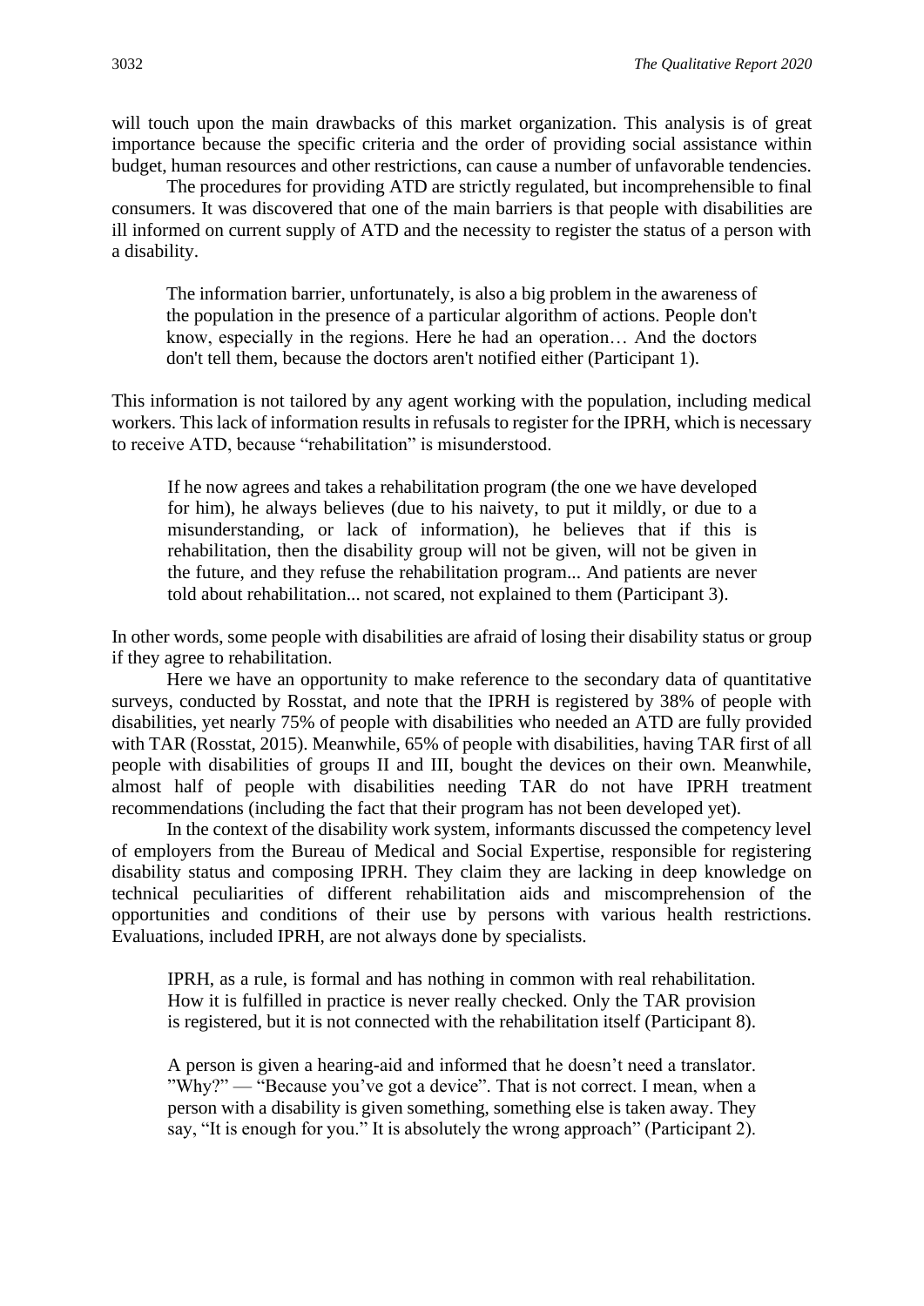will touch upon the main drawbacks of this market organization. This analysis is of great importance because the specific criteria and the order of providing social assistance within budget, human resources and other restrictions, can cause a number of unfavorable tendencies.

The procedures for providing ATD are strictly regulated, but incomprehensible to final consumers. It was discovered that one of the main barriers is that people with disabilities are ill informed on current supply of ATD and the necessity to register the status of a person with a disability.

> The information barrier, unfortunately, is also a big problem in the awareness of the population in the presence of a particular algorithm of actions. People don't know, especially in the regions. Here he had an operation… And the doctors don't tell them, because the doctors aren't notified either (Participant 1).

This information is not tailored by any agent working with the population, including medical workers. This lack of information results in refusals to register for the IPRH, which is necessary to receive ATD, because "rehabilitation" is misunderstood.

> If he now agrees and takes a rehabilitation program (the one we have developed for him), he always believes (due to his naivety, to put it mildly, or due to a misunderstanding, or lack of information), he believes that if this is rehabilitation, then the disability group will not be given, will not be given in the future, and they refuse the rehabilitation program... And patients are never told about rehabilitation... not scared, not explained to them (Participant 3).

In other words, some people with disabilities are afraid of losing their disability status or group if they agree to rehabilitation.

Here we have an opportunity to make reference to the secondary data of quantitative surveys, conducted by Rosstat, and note that the IPRH is registered by 38% of people with disabilities, yet nearly 75% of people with disabilities who needed an ATD are fully provided with TAR (Rosstat, 2015). Meanwhile, 65% of people with disabilities, having TAR first of all people with disabilities of groups II and III, bought the devices on their own. Meanwhile, almost half of people with disabilities needing TAR do not have IPRH treatment recommendations (including the fact that their program has not been developed yet).

In the context of the disability work system, informants discussed the competency level of employers from the Bureau of Medical and Social Expertise, responsible for registering disability status and composing IPRH. They claim they are lacking in deep knowledge on technical peculiarities of different rehabilitation aids and miscomprehension of the opportunities and conditions of their use by persons with various health restrictions. Evaluations, included IPRH, are not always done by specialists.

> IPRH, as a rule, is formal and has nothing in common with real rehabilitation. How it is fulfilled in practice is never really checked. Only the TAR provision is registered, but it is not connected with the rehabilitation itself (Participant 8).

> A person is given a hearing-aid and informed that he doesn't need a translator. "Why?" — "Because you've got a device". That is not correct. I mean, when a person with a disability is given something, something else is taken away. They say, "It is enough for you." It is absolutely the wrong approach" (Participant 2).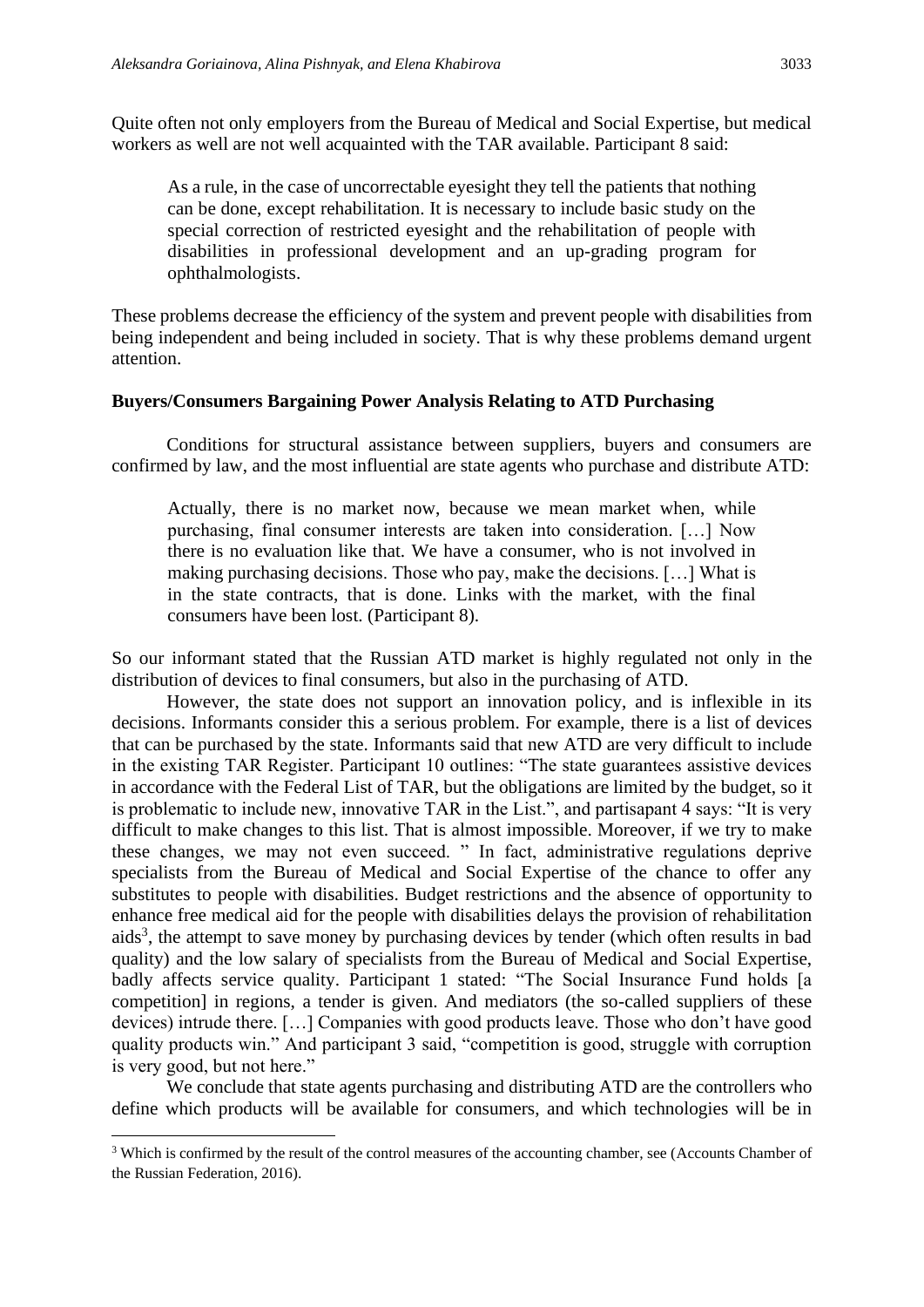Quite often not only employers from the Bureau of Medical and Social Expertise, but medical workers as well are not well acquainted with the TAR available. Participant 8 said:

> As a rule, in the case of uncorrectable eyesight they tell the patients that nothing can be done, except rehabilitation. It is necessary to include basic study on the special correction of restricted eyesight and the rehabilitation of people with disabilities in professional development and an up-grading program for ophthalmologists.

These problems decrease the efficiency of the system and prevent people with disabilities from being independent and being included in society. That is why these problems demand urgent attention.

### Buyers/Consumers Bargaining Power Analysis Relating to ATD Purchasing

Conditions for structural assistance between suppliers, buyers and consumers are confirmed by law, and the most influential are state agents who purchase and distribute ATD:

> Actually, there is no market now, because we mean market when, while purchasing, final consumer interests are taken into consideration. […] Now there is no evaluation like that. We have a consumer, who is not involved in making purchasing decisions. Those who pay, make the decisions. […] What is in the state contracts, that is done. Links with the market, with the final consumers have been lost. (Participant 8).

So our informant stated that the Russian ATD market is highly regulated not only in the distribution of devices to final consumers, but also in the purchasing of ATD.

However, the state does not support an innovation policy, and is inflexible in its decisions. Informants consider this a serious problem. For example, there is a list of devices that can be purchased by the state. Informants said that new ATD are very difficult to include in the existing TAR Register. Participant 10 outlines: "The state guarantees assistive devices in accordance with the Federal List of TAR, but the obligations are limited by the budget, so it is problematic to include new, innovative TAR in the List.", and partisapant 4 says: "It is very difficult to make changes to this list. That is almost impossible. Moreover, if we try to make these changes, we may not even succeed. " In fact, administrative regulations deprive specialists from the Bureau of Medical and Social Expertise of the chance to offer any substitutes to people with disabilities. Budget restrictions and the absence of opportunity to enhance free medical aid for the people with disabilities delays the provision of rehabilitation aids[3], the attempt to save money by purchasing devices by tender (which often results in bad quality) and the low salary of specialists from the Bureau of Medical and Social Expertise, badly affects service quality. Participant 1 stated: "The Social Insurance Fund holds [a competition] in regions, a tender is given. And mediators (the so-called suppliers of these devices) intrude there. […] Companies with good products leave. Those who don't have good quality products win." And participant 3 said, "competition is good, struggle with corruption is very good, but not here."

We conclude that state agents purchasing and distributing ATD are the controllers who define which products will be available for consumers, and which technologies will be in

[3] Which is confirmed by the result of the control measures of the accounting chamber, see (Accounts Chamber of the Russian Federation, 2016).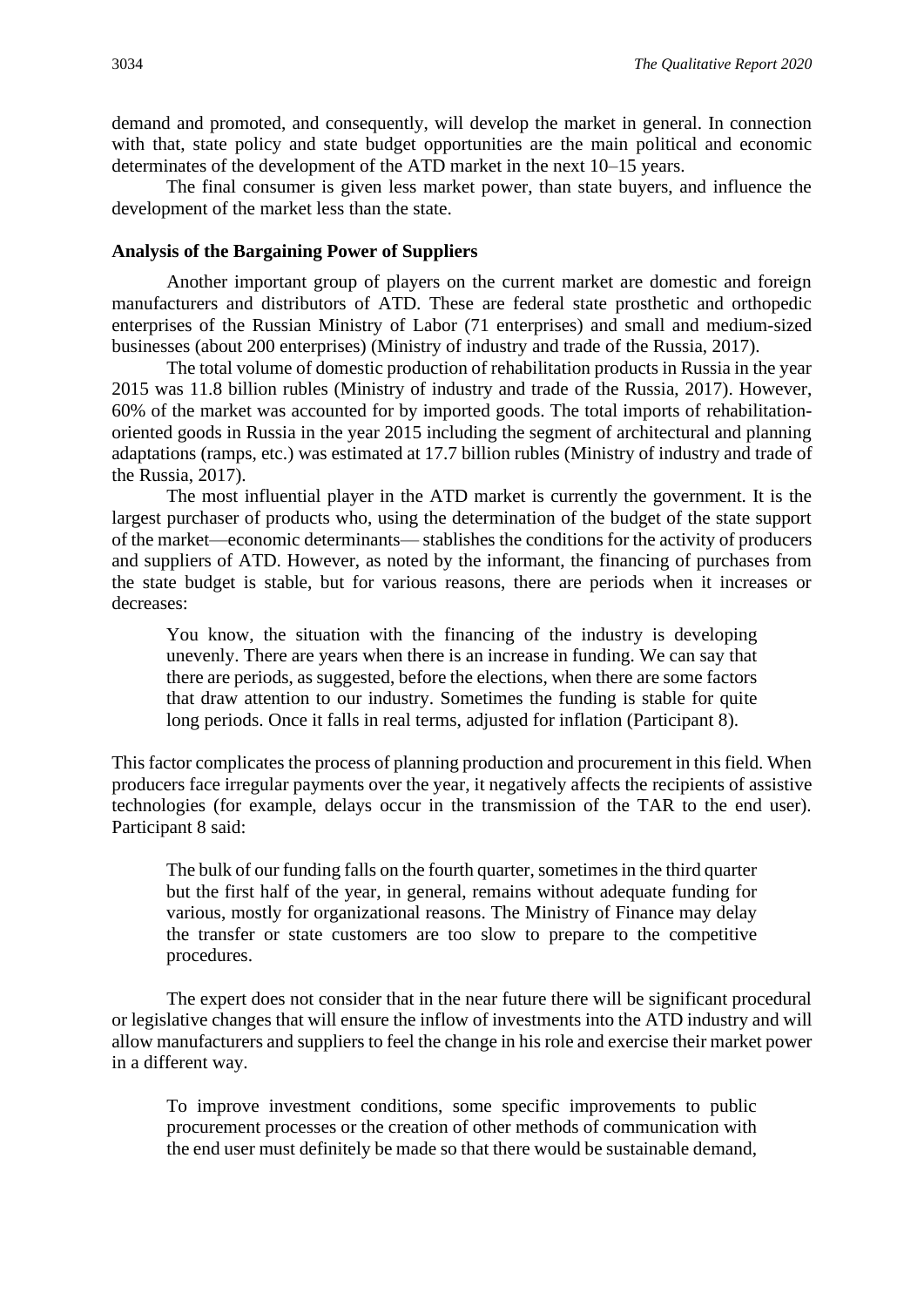demand and promoted, and consequently, will develop the market in general. In connection with that, state policy and state budget opportunities are the main political and economic determinates of the development of the ATD market in the next 10–15 years.

The final consumer is given less market power, than state buyers, and influence the development of the market less than the state.

**Analysis of the Bargaining Power of Suppliers**

Another important group of players on the current market are domestic and foreign manufacturers and distributors of ATD. These are federal state prosthetic and orthopedic enterprises of the Russian Ministry of Labor (71 enterprises) and small and medium-sized businesses (about 200 enterprises) (Ministry of industry and trade of the Russia, 2017).

The total volume of domestic production of rehabilitation products in Russia in the year 2015 was 11.8 billion rubles (Ministry of industry and trade of the Russia, 2017). However, 60% of the market was accounted for by imported goods. The total imports of rehabilitation-oriented goods in Russia in the year 2015 including the segment of architectural and planning adaptations (ramps, etc.) was estimated at 17.7 billion rubles (Ministry of industry and trade of the Russia, 2017).

The most influential player in the ATD market is currently the government. It is the largest purchaser of products who, using the determination of the budget of the state support of the market—economic determinants— stablishes the conditions for the activity of producers and suppliers of ATD. However, as noted by the informant, the financing of purchases from the state budget is stable, but for various reasons, there are periods when it increases or decreases:

> You know, the situation with the financing of the industry is developing unevenly. There are years when there is an increase in funding. We can say that there are periods, as suggested, before the elections, when there are some factors that draw attention to our industry. Sometimes the funding is stable for quite long periods. Once it falls in real terms, adjusted for inflation (Participant 8).

This factor complicates the process of planning production and procurement in this field. When producers face irregular payments over the year, it negatively affects the recipients of assistive technologies (for example, delays occur in the transmission of the TAR to the end user). Participant 8 said:

> The bulk of our funding falls on the fourth quarter, sometimes in the third quarter but the first half of the year, in general, remains without adequate funding for various, mostly for organizational reasons. The Ministry of Finance may delay the transfer or state customers are too slow to prepare to the competitive procedures.

The expert does not consider that in the near future there will be significant procedural or legislative changes that will ensure the inflow of investments into the ATD industry and will allow manufacturers and suppliers to feel the change in his role and exercise their market power in a different way.

> To improve investment conditions, some specific improvements to public procurement processes or the creation of other methods of communication with the end user must definitely be made so that there would be sustainable demand,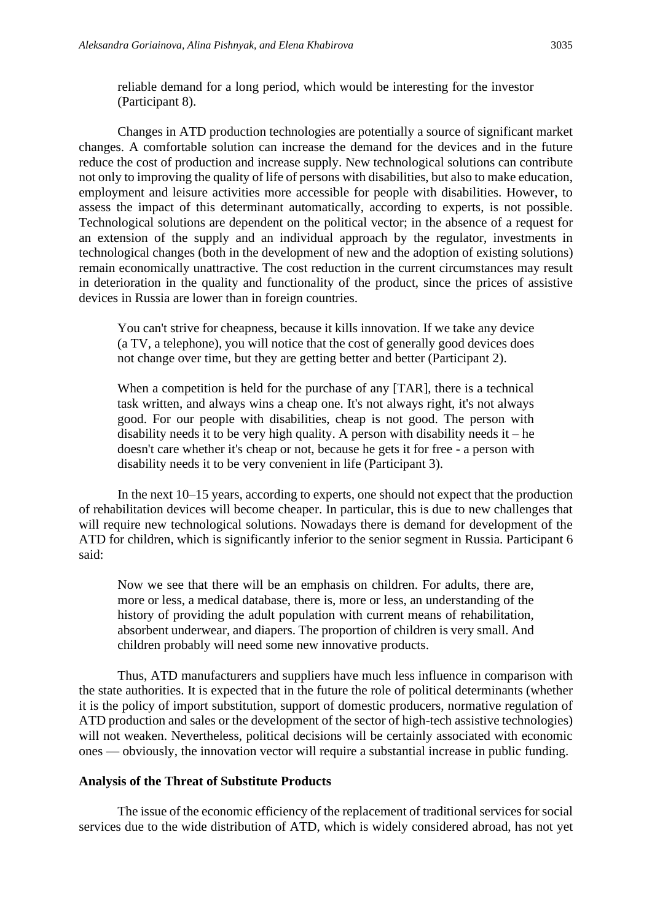reliable demand for a long period, which would be interesting for the investor (Participant 8).

Changes in ATD production technologies are potentially a source of significant market changes. A comfortable solution can increase the demand for the devices and in the future reduce the cost of production and increase supply. New technological solutions can contribute not only to improving the quality of life of persons with disabilities, but also to make education, employment and leisure activities more accessible for people with disabilities. However, to assess the impact of this determinant automatically, according to experts, is not possible. Technological solutions are dependent on the political vector; in the absence of a request for an extension of the supply and an individual approach by the regulator, investments in technological changes (both in the development of new and the adoption of existing solutions) remain economically unattractive. The cost reduction in the current circumstances may result in deterioration in the quality and functionality of the product, since the prices of assistive devices in Russia are lower than in foreign countries.

> You can't strive for cheapness, because it kills innovation. If we take any device (a TV, a telephone), you will notice that the cost of generally good devices does not change over time, but they are getting better and better (Participant 2).

> When a competition is held for the purchase of any [TAR], there is a technical task written, and always wins a cheap one. It's not always right, it's not always good. For our people with disabilities, cheap is not good. The person with disability needs it to be very high quality. A person with disability needs it – he doesn't care whether it's cheap or not, because he gets it for free - a person with disability needs it to be very convenient in life (Participant 3).

In the next 10–15 years, according to experts, one should not expect that the production of rehabilitation devices will become cheaper. In particular, this is due to new challenges that will require new technological solutions. Nowadays there is demand for development of the ATD for children, which is significantly inferior to the senior segment in Russia. Participant 6 said:

> Now we see that there will be an emphasis on children. For adults, there are, more or less, a medical database, there is, more or less, an understanding of the history of providing the adult population with current means of rehabilitation, absorbent underwear, and diapers. The proportion of children is very small. And children probably will need some new innovative products.

Thus, ATD manufacturers and suppliers have much less influence in comparison with the state authorities. It is expected that in the future the role of political determinants (whether it is the policy of import substitution, support of domestic producers, normative regulation of ATD production and sales or the development of the sector of high-tech assistive technologies) will not weaken. Nevertheless, political decisions will be certainly associated with economic ones — obviously, the innovation vector will require a substantial increase in public funding.

### Analysis of the Threat of Substitute Products

The issue of the economic efficiency of the replacement of traditional services for social services due to the wide distribution of ATD, which is widely considered abroad, has not yet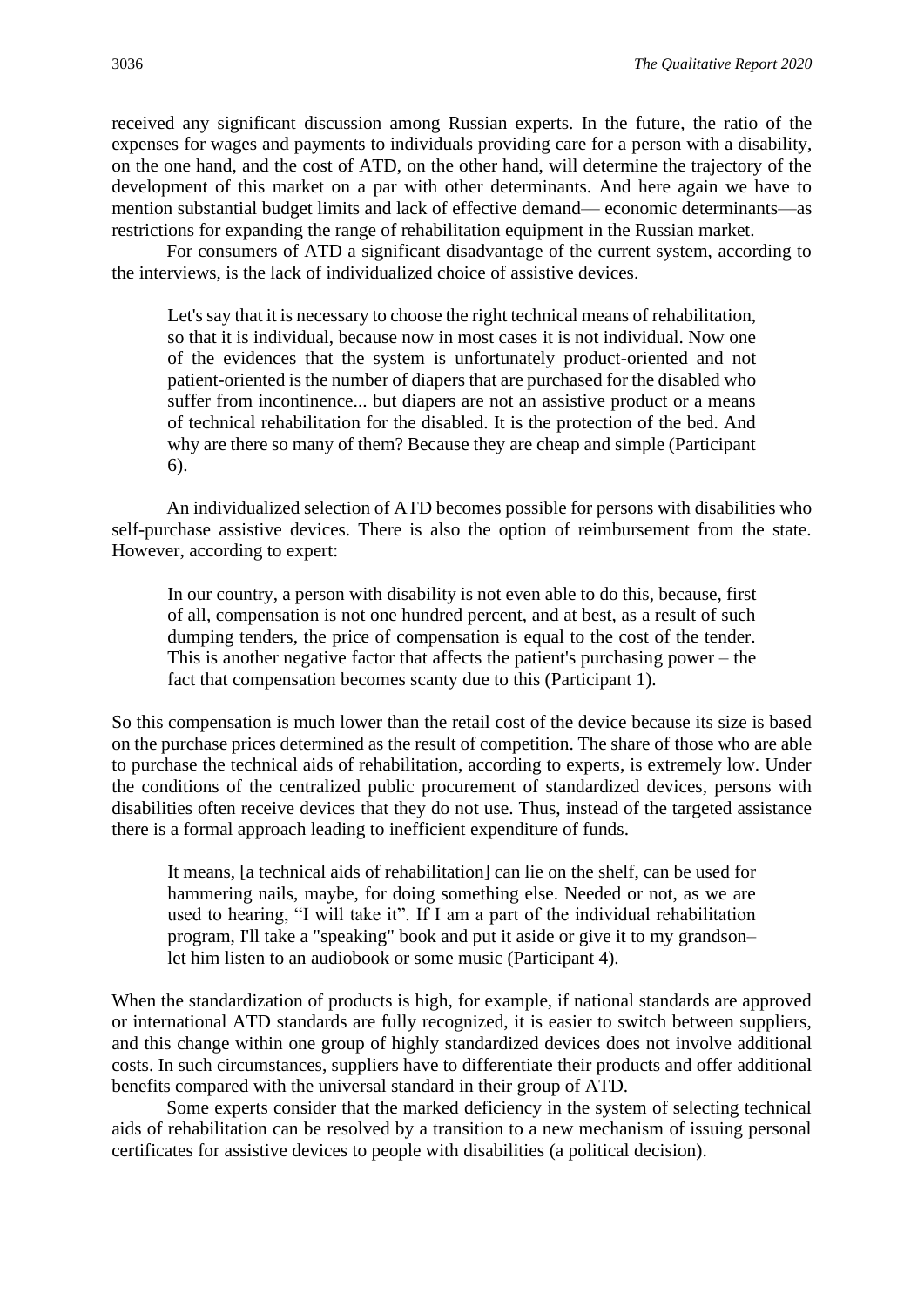received any significant discussion among Russian experts. In the future, the ratio of the expenses for wages and payments to individuals providing care for a person with a disability, on the one hand, and the cost of ATD, on the other hand, will determine the trajectory of the development of this market on a par with other determinants. And here again we have to mention substantial budget limits and lack of effective demand— economic determinants—as restrictions for expanding the range of rehabilitation equipment in the Russian market.

For consumers of ATD a significant disadvantage of the current system, according to the interviews, is the lack of individualized choice of assistive devices.

> Let's say that it is necessary to choose the right technical means of rehabilitation, so that it is individual, because now in most cases it is not individual. Now one of the evidences that the system is unfortunately product-oriented and not patient-oriented is the number of diapers that are purchased for the disabled who suffer from incontinence... but diapers are not an assistive product or a means of technical rehabilitation for the disabled. It is the protection of the bed. And why are there so many of them? Because they are cheap and simple (Participant 6).

An individualized selection of ATD becomes possible for persons with disabilities who self-purchase assistive devices. There is also the option of reimbursement from the state. However, according to expert:

> In our country, a person with disability is not even able to do this, because, first of all, compensation is not one hundred percent, and at best, as a result of such dumping tenders, the price of compensation is equal to the cost of the tender. This is another negative factor that affects the patient's purchasing power – the fact that compensation becomes scanty due to this (Participant 1).

So this compensation is much lower than the retail cost of the device because its size is based on the purchase prices determined as the result of competition. The share of those who are able to purchase the technical aids of rehabilitation, according to experts, is extremely low. Under the conditions of the centralized public procurement of standardized devices, persons with disabilities often receive devices that they do not use. Thus, instead of the targeted assistance there is a formal approach leading to inefficient expenditure of funds.

> It means, [a technical aids of rehabilitation] can lie on the shelf, can be used for hammering nails, maybe, for doing something else. Needed or not, as we are used to hearing, "I will take it". If I am a part of the individual rehabilitation program, I'll take a "speaking" book and put it aside or give it to my grandson– let him listen to an audiobook or some music (Participant 4).

When the standardization of products is high, for example, if national standards are approved or international ATD standards are fully recognized, it is easier to switch between suppliers, and this change within one group of highly standardized devices does not involve additional costs. In such circumstances, suppliers have to differentiate their products and offer additional benefits compared with the universal standard in their group of ATD.

Some experts consider that the marked deficiency in the system of selecting technical aids of rehabilitation can be resolved by a transition to a new mechanism of issuing personal certificates for assistive devices to people with disabilities (a political decision).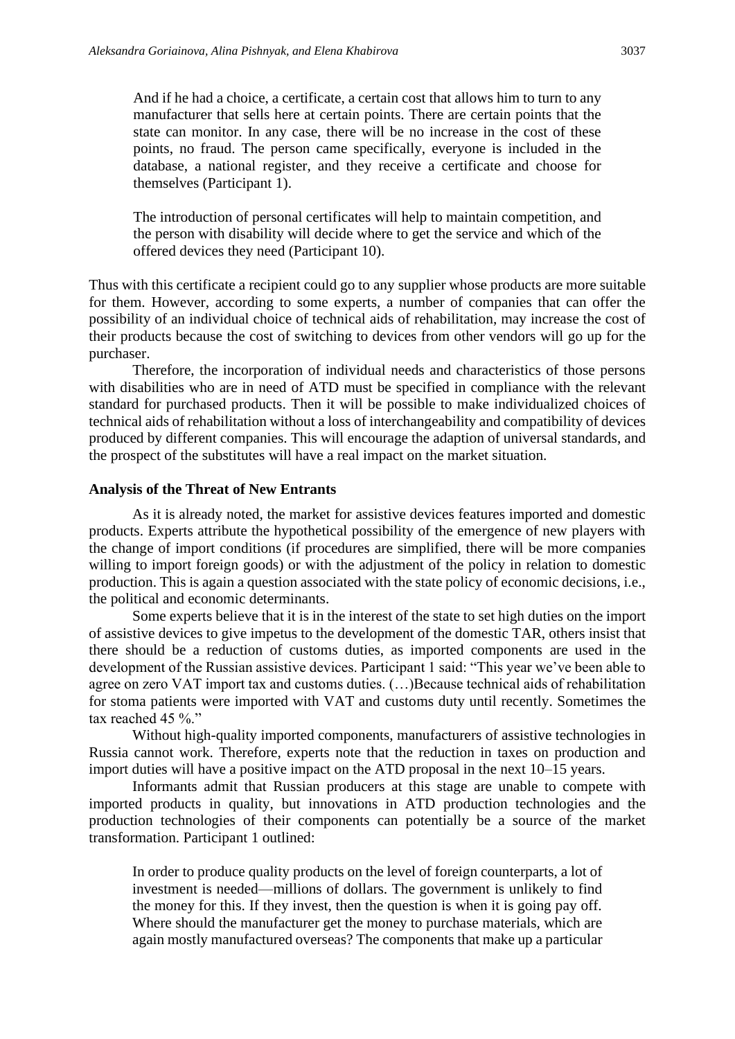> And if he had a choice, a certificate, a certain cost that allows him to turn to any manufacturer that sells here at certain points. There are certain points that the state can monitor. In any case, there will be no increase in the cost of these points, no fraud. The person came specifically, everyone is included in the database, a national register, and they receive a certificate and choose for themselves (Participant 1).

> The introduction of personal certificates will help to maintain competition, and the person with disability will decide where to get the service and which of the offered devices they need (Participant 10).

Thus with this certificate a recipient could go to any supplier whose products are more suitable for them. However, according to some experts, a number of companies that can offer the possibility of an individual choice of technical aids of rehabilitation, may increase the cost of their products because the cost of switching to devices from other vendors will go up for the purchaser.

Therefore, the incorporation of individual needs and characteristics of those persons with disabilities who are in need of ATD must be specified in compliance with the relevant standard for purchased products. Then it will be possible to make individualized choices of technical aids of rehabilitation without a loss of interchangeability and compatibility of devices produced by different companies. This will encourage the adaption of universal standards, and the prospect of the substitutes will have a real impact on the market situation.

### Analysis of the Threat of New Entrants

As it is already noted, the market for assistive devices features imported and domestic products. Experts attribute the hypothetical possibility of the emergence of new players with the change of import conditions (if procedures are simplified, there will be more companies willing to import foreign goods) or with the adjustment of the policy in relation to domestic production. This is again a question associated with the state policy of economic decisions, i.e., the political and economic determinants.

Some experts believe that it is in the interest of the state to set high duties on the import of assistive devices to give impetus to the development of the domestic TAR, others insist that there should be a reduction of customs duties, as imported components are used in the development of the Russian assistive devices. Participant 1 said: "This year we've been able to agree on zero VAT import tax and customs duties. (…)Because technical aids of rehabilitation for stoma patients were imported with VAT and customs duty until recently. Sometimes the tax reached 45 %."

Without high-quality imported components, manufacturers of assistive technologies in Russia cannot work. Therefore, experts note that the reduction in taxes on production and import duties will have a positive impact on the ATD proposal in the next 10–15 years.

Informants admit that Russian producers at this stage are unable to compete with imported products in quality, but innovations in ATD production technologies and the production technologies of their components can potentially be a source of the market transformation. Participant 1 outlined:

> In order to produce quality products on the level of foreign counterparts, a lot of investment is needed—millions of dollars. The government is unlikely to find the money for this. If they invest, then the question is when it is going pay off. Where should the manufacturer get the money to purchase materials, which are again mostly manufactured overseas? The components that make up a particular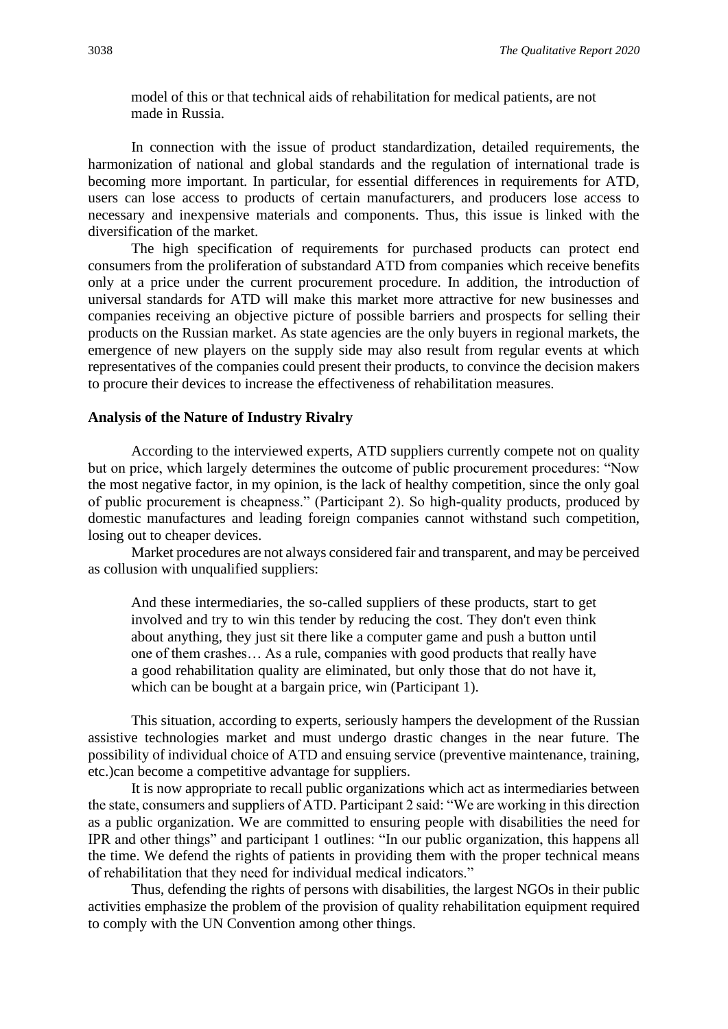model of this or that technical aids of rehabilitation for medical patients, are not made in Russia.

In connection with the issue of product standardization, detailed requirements, the harmonization of national and global standards and the regulation of international trade is becoming more important. In particular, for essential differences in requirements for ATD, users can lose access to products of certain manufacturers, and producers lose access to necessary and inexpensive materials and components. Thus, this issue is linked with the diversification of the market.

The high specification of requirements for purchased products can protect end consumers from the proliferation of substandard ATD from companies which receive benefits only at a price under the current procurement procedure. In addition, the introduction of universal standards for ATD will make this market more attractive for new businesses and companies receiving an objective picture of possible barriers and prospects for selling their products on the Russian market. As state agencies are the only buyers in regional markets, the emergence of new players on the supply side may also result from regular events at which representatives of the companies could present their products, to convince the decision makers to procure their devices to increase the effectiveness of rehabilitation measures.

**Analysis of the Nature of Industry Rivalry**

According to the interviewed experts, ATD suppliers currently compete not on quality but on price, which largely determines the outcome of public procurement procedures: "Now the most negative factor, in my opinion, is the lack of healthy competition, since the only goal of public procurement is cheapness." (Participant 2). So high-quality products, produced by domestic manufactures and leading foreign companies cannot withstand such competition, losing out to cheaper devices.

Market procedures are not always considered fair and transparent, and may be perceived as collusion with unqualified suppliers:

> And these intermediaries, the so-called suppliers of these products, start to get involved and try to win this tender by reducing the cost. They don't even think about anything, they just sit there like a computer game and push a button until one of them crashes… As a rule, companies with good products that really have a good rehabilitation quality are eliminated, but only those that do not have it, which can be bought at a bargain price, win (Participant 1).

This situation, according to experts, seriously hampers the development of the Russian assistive technologies market and must undergo drastic changes in the near future. The possibility of individual choice of ATD and ensuing service (preventive maintenance, training, etc.)can become a competitive advantage for suppliers.

It is now appropriate to recall public organizations which act as intermediaries between the state, consumers and suppliers of ATD. Participant 2 said: "We are working in this direction as a public organization. We are committed to ensuring people with disabilities the need for IPR and other things" and participant 1 outlines: "In our public organization, this happens all the time. We defend the rights of patients in providing them with the proper technical means of rehabilitation that they need for individual medical indicators."

Thus, defending the rights of persons with disabilities, the largest NGOs in their public activities emphasize the problem of the provision of quality rehabilitation equipment required to comply with the UN Convention among other things.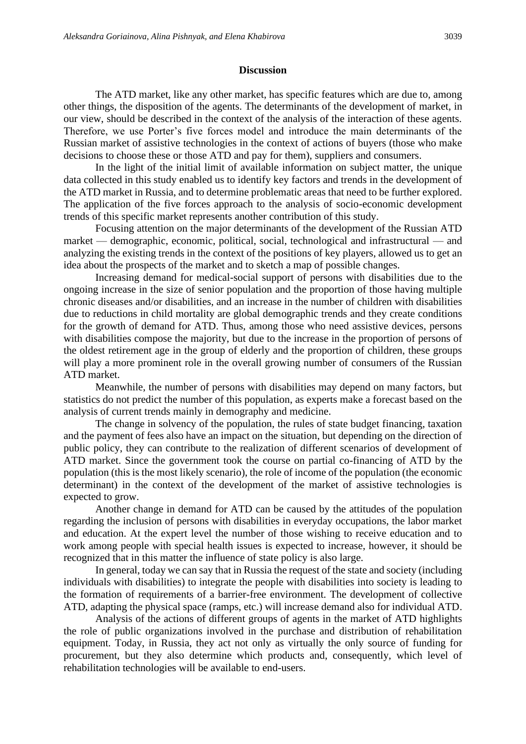## Discussion

The ATD market, like any other market, has specific features which are due to, among other things, the disposition of the agents. The determinants of the development of market, in our view, should be described in the context of the analysis of the interaction of these agents. Therefore, we use Porter's five forces model and introduce the main determinants of the Russian market of assistive technologies in the context of actions of buyers (those who make decisions to choose these or those ATD and pay for them), suppliers and consumers.

In the light of the initial limit of available information on subject matter, the unique data collected in this study enabled us to identify key factors and trends in the development of the ATD market in Russia, and to determine problematic areas that need to be further explored. The application of the five forces approach to the analysis of socio-economic development trends of this specific market represents another contribution of this study.

Focusing attention on the major determinants of the development of the Russian ATD market — demographic, economic, political, social, technological and infrastructural — and analyzing the existing trends in the context of the positions of key players, allowed us to get an idea about the prospects of the market and to sketch a map of possible changes.

Increasing demand for medical-social support of persons with disabilities due to the ongoing increase in the size of senior population and the proportion of those having multiple chronic diseases and/or disabilities, and an increase in the number of children with disabilities due to reductions in child mortality are global demographic trends and they create conditions for the growth of demand for ATD. Thus, among those who need assistive devices, persons with disabilities compose the majority, but due to the increase in the proportion of persons of the oldest retirement age in the group of elderly and the proportion of children, these groups will play a more prominent role in the overall growing number of consumers of the Russian ATD market.

Meanwhile, the number of persons with disabilities may depend on many factors, but statistics do not predict the number of this population, as experts make a forecast based on the analysis of current trends mainly in demography and medicine.

The change in solvency of the population, the rules of state budget financing, taxation and the payment of fees also have an impact on the situation, but depending on the direction of public policy, they can contribute to the realization of different scenarios of development of ATD market. Since the government took the course on partial co-financing of ATD by the population (this is the most likely scenario), the role of income of the population (the economic determinant) in the context of the development of the market of assistive technologies is expected to grow.

Another change in demand for ATD can be caused by the attitudes of the population regarding the inclusion of persons with disabilities in everyday occupations, the labor market and education. At the expert level the number of those wishing to receive education and to work among people with special health issues is expected to increase, however, it should be recognized that in this matter the influence of state policy is also large.

In general, today we can say that in Russia the request of the state and society (including individuals with disabilities) to integrate the people with disabilities into society is leading to the formation of requirements of a barrier-free environment. The development of collective ATD, adapting the physical space (ramps, etc.) will increase demand also for individual ATD.

Analysis of the actions of different groups of agents in the market of ATD highlights the role of public organizations involved in the purchase and distribution of rehabilitation equipment. Today, in Russia, they act not only as virtually the only source of funding for procurement, but they also determine which products and, consequently, which level of rehabilitation technologies will be available to end-users.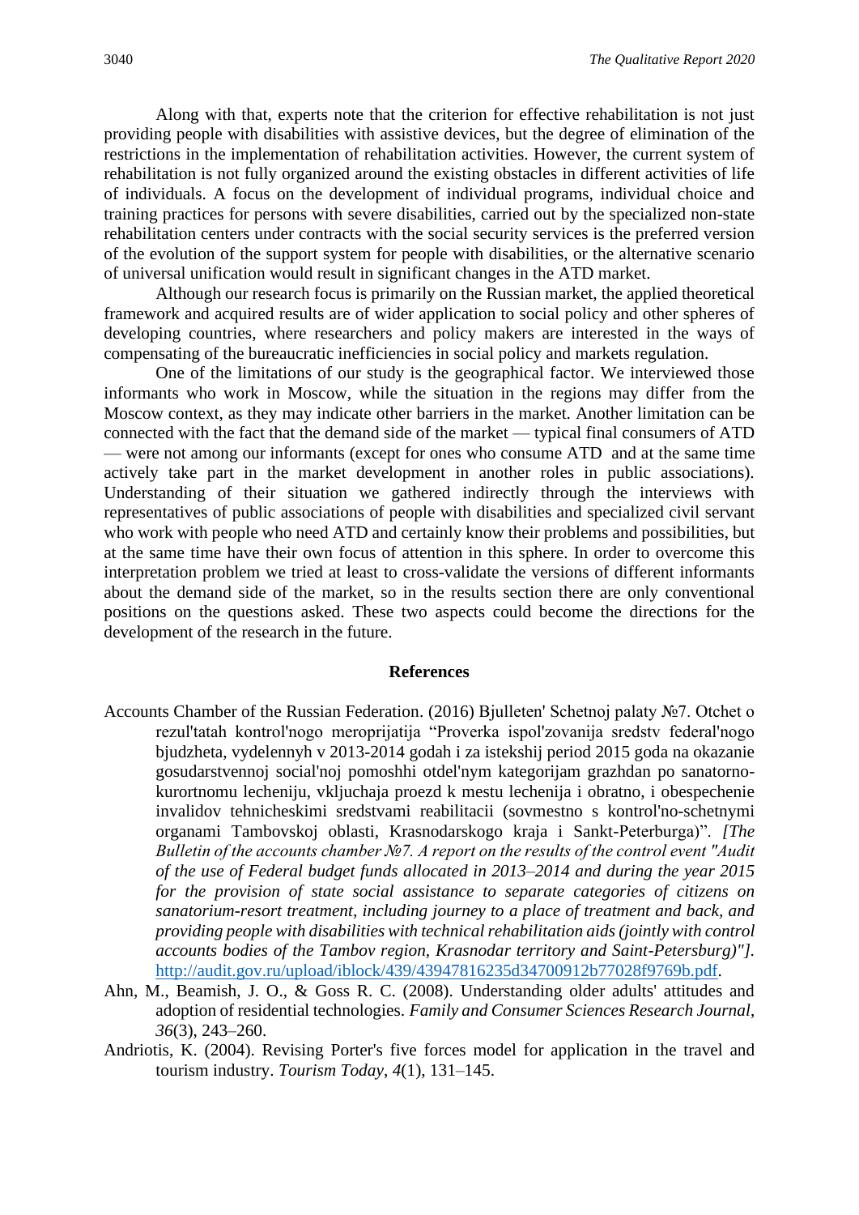Along with that, experts note that the criterion for effective rehabilitation is not just providing people with disabilities with assistive devices, but the degree of elimination of the restrictions in the implementation of rehabilitation activities. However, the current system of rehabilitation is not fully organized around the existing obstacles in different activities of life of individuals. A focus on the development of individual programs, individual choice and training practices for persons with severe disabilities, carried out by the specialized non-state rehabilitation centers under contracts with the social security services is the preferred version of the evolution of the support system for people with disabilities, or the alternative scenario of universal unification would result in significant changes in the ATD market.

Although our research focus is primarily on the Russian market, the applied theoretical framework and acquired results are of wider application to social policy and other spheres of developing countries, where researchers and policy makers are interested in the ways of compensating of the bureaucratic inefficiencies in social policy and markets regulation.

One of the limitations of our study is the geographical factor. We interviewed those informants who work in Moscow, while the situation in the regions may differ from the Moscow context, as they may indicate other barriers in the market. Another limitation can be connected with the fact that the demand side of the market — typical final consumers of ATD — were not among our informants (except for ones who consume ATD and at the same time actively take part in the market development in another roles in public associations). Understanding of their situation we gathered indirectly through the interviews with representatives of public associations of people with disabilities and specialized civil servant who work with people who need ATD and certainly know their problems and possibilities, but at the same time have their own focus of attention in this sphere. In order to overcome this interpretation problem we tried at least to cross-validate the versions of different informants about the demand side of the market, so in the results section there are only conventional positions on the questions asked. These two aspects could become the directions for the development of the research in the future.

## References

Accounts Chamber of the Russian Federation. (2016) Bjulleten' Schetnoj palaty №7. Otchet o rezul'tatah kontrol'nogo meroprijatija "Proverka ispol'zovanija sredstv federal'nogo bjudzheta, vydelennyh v 2013-2014 godah i za istekshij period 2015 goda na okazanie gosudarstvennoj social'noj pomoshhi otdel'nym kategorijam grazhdan po sanatorno-kurortnomu lecheniju, vkljuchaja proezd k mestu lechenija i obratno, i obespechenie invalidov tehnicheskimi sredstvami reabilitacii (sovmestno s kontrol'no-schetnymi organami Tambovskoj oblasti, Krasnodarskogo kraja i Sankt-Peterburga)". *[The Bulletin of the accounts chamber №7. A report on the results of the control event "Audit of the use of Federal budget funds allocated in 2013–2014 and during the year 2015 for the provision of state social assistance to separate categories of citizens on sanatorium-resort treatment, including journey to a place of treatment and back, and providing people with disabilities with technical rehabilitation aids (jointly with control accounts bodies of the Tambov region, Krasnodar territory and Saint-Petersburg)"].* http://audit.gov.ru/upload/iblock/439/43947816235d34700912b77028f9769b.pdf.

Ahn, M., Beamish, J. O., & Goss R. C. (2008). Understanding older adults' attitudes and adoption of residential technologies. *Family and Consumer Sciences Research Journal*, *36*(3), 243–260.

Andriotis, K. (2004). Revising Porter's five forces model for application in the travel and tourism industry. *Tourism Today*, *4*(1), 131–145.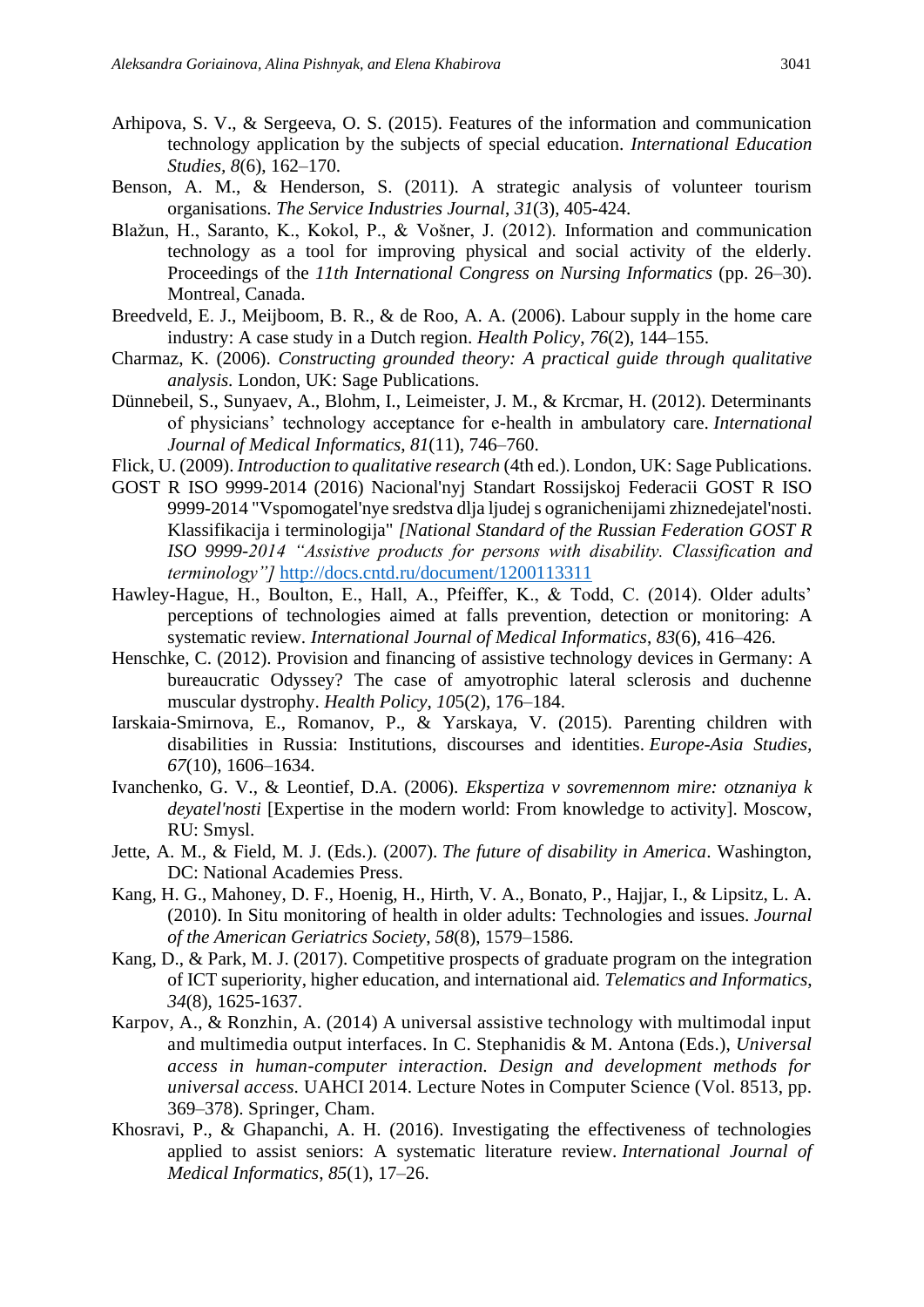Arhipova, S. V., & Sergeeva, O. S. (2015). Features of the information and communication technology application by the subjects of special education. *International Education Studies*, *8*(6), 162–170.

Benson, A. M., & Henderson, S. (2011). A strategic analysis of volunteer tourism organisations. *The Service Industries Journal*, *31*(3), 405-424.

Blažun, H., Saranto, K., Kokol, P., & Vošner, J. (2012). Information and communication technology as a tool for improving physical and social activity of the elderly. Proceedings of the *11th International Congress on Nursing Informatics* (pp. 26–30). Montreal, Canada.

Breedveld, E. J., Meijboom, B. R., & de Roo, A. A. (2006). Labour supply in the home care industry: A case study in a Dutch region. *Health Policy*, *76*(2), 144–155.

Charmaz, K. (2006). *Constructing grounded theory: A practical guide through qualitative analysis.* London, UK: Sage Publications.

Dünnebeil, S., Sunyaev, A., Blohm, I., Leimeister, J. M., & Krcmar, H. (2012). Determinants of physicians' technology acceptance for e-health in ambulatory care. *International Journal of Medical Informatics*, *81*(11), 746–760.

Flick, U. (2009). *Introduction to qualitative research* (4th ed.). London, UK: Sage Publications.

GOST R ISO 9999-2014 (2016) Nacional'nyj Standart Rossijskoj Federacii GOST R ISO 9999-2014 "Vspomogatel'nye sredstva dlja ljudej s ogranichenijami zhiznedejatel'nosti. Klassifikacija i terminologija" *[National Standard of the Russian Federation GOST R ISO 9999-2014 "Assistive products for persons with disability. Classification and terminology"]* http://docs.cntd.ru/document/1200113311

Hawley-Hague, H., Boulton, E., Hall, A., Pfeiffer, K., & Todd, C. (2014). Older adults' perceptions of technologies aimed at falls prevention, detection or monitoring: A systematic review. *International Journal of Medical Informatics*, *83*(6), 416–426.

Henschke, C. (2012). Provision and financing of assistive technology devices in Germany: A bureaucratic Odyssey? The case of amyotrophic lateral sclerosis and duchenne muscular dystrophy. *Health Policy*, *10*5(2), 176–184.

Iarskaia-Smirnova, E., Romanov, P., & Yarskaya, V. (2015). Parenting children with disabilities in Russia: Institutions, discourses and identities. *Europe-Asia Studies*, *67*(10), 1606–1634.

Ivanchenko, G. V., & Leontief, D.A. (2006). *Ekspertiza v sovremennom mire: otznaniya k deyatel'nosti* [Expertise in the modern world: From knowledge to activity]. Moscow, RU: Smysl.

Jette, A. M., & Field, M. J. (Eds.). (2007). *The future of disability in America*. Washington, DC: National Academies Press.

Kang, H. G., Mahoney, D. F., Hoenig, H., Hirth, V. A., Bonato, P., Hajjar, I., & Lipsitz, L. A. (2010). In Situ monitoring of health in older adults: Technologies and issues. *Journal of the American Geriatrics Society*, *58*(8), 1579–1586.

Kang, D., & Park, M. J. (2017). Competitive prospects of graduate program on the integration of ICT superiority, higher education, and international aid. *Telematics and Informatics*, *34*(8), 1625-1637.

Karpov, A., & Ronzhin, A. (2014) A universal assistive technology with multimodal input and multimedia output interfaces. In C. Stephanidis & M. Antona (Eds.), *Universal access in human-computer interaction. Design and development methods for universal access.* UAHCI 2014. Lecture Notes in Computer Science (Vol. 8513, pp. 369–378). Springer, Cham.

Khosravi, P., & Ghapanchi, A. H. (2016). Investigating the effectiveness of technologies applied to assist seniors: A systematic literature review. *International Journal of Medical Informatics*, *85*(1), 17–26.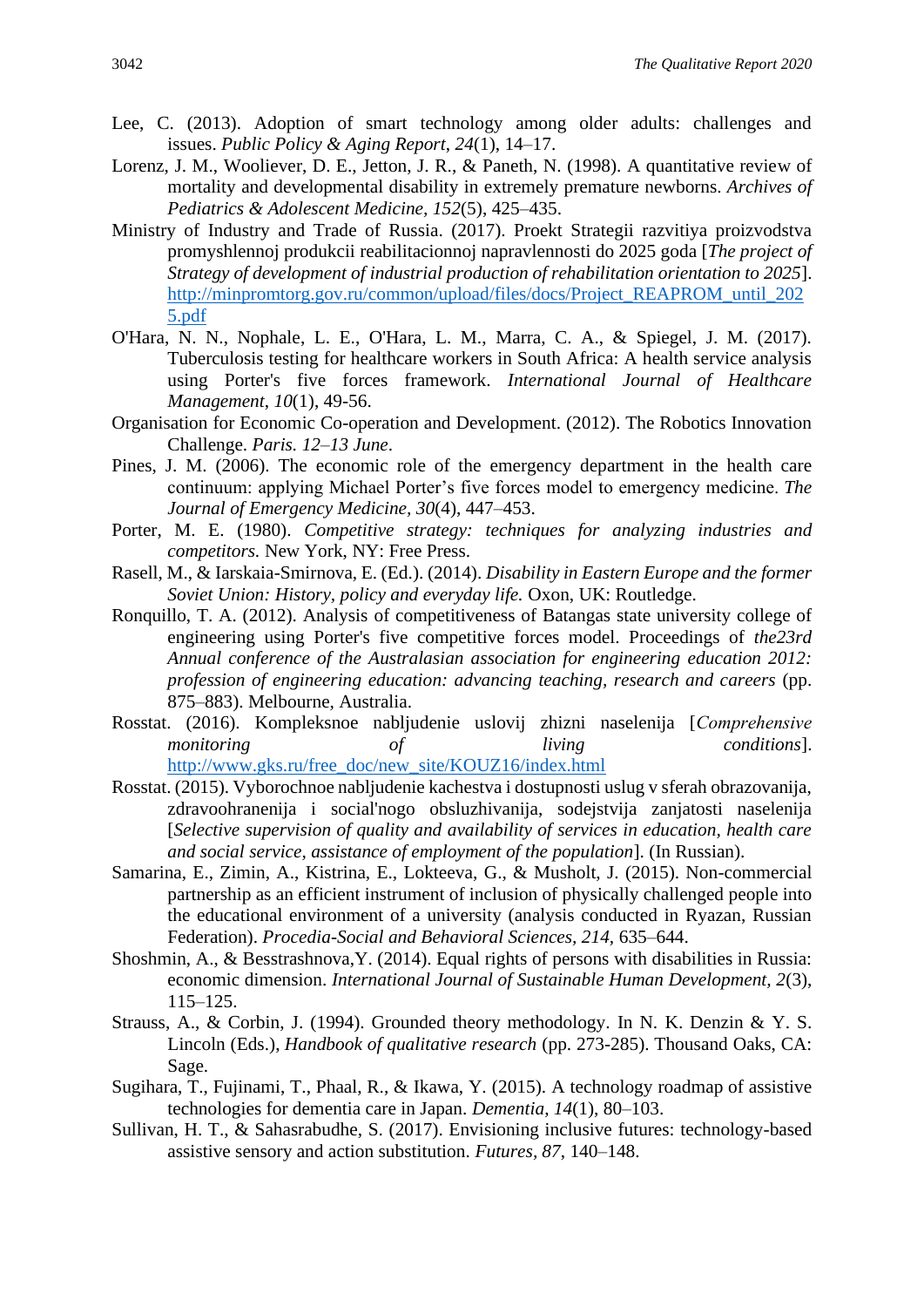Lee, C. (2013). Adoption of smart technology among older adults: challenges and issues. *Public Policy & Aging Report*, *24*(1), 14–17.

Lorenz, J. M., Wooliever, D. E., Jetton, J. R., & Paneth, N. (1998). A quantitative review of mortality and developmental disability in extremely premature newborns. *Archives of Pediatrics & Adolescent Medicine, 152*(5), 425–435.

Ministry of Industry and Trade of Russia. (2017). Proekt Strategii razvitiya proizvodstva promyshlennoj produkcii reabilitacionnoj napravlennosti do 2025 goda [*The project of Strategy of development of industrial production of rehabilitation orientation to 2025*]. http://minpromtorg.gov.ru/common/upload/files/docs/Project_REAPROM_until_2025.pdf

O'Hara, N. N., Nophale, L. E., O'Hara, L. M., Marra, C. A., & Spiegel, J. M. (2017). Tuberculosis testing for healthcare workers in South Africa: A health service analysis using Porter's five forces framework. *International Journal of Healthcare Management*, *10*(1), 49-56.

Organisation for Economic Co-operation and Development. (2012). The Robotics Innovation Challenge. *Paris. 12–13 June*.

Pines, J. M. (2006). The economic role of the emergency department in the health care continuum: applying Michael Porter's five forces model to emergency medicine. *The Journal of Emergency Medicine, 30*(4), 447–453.

Porter, M. E. (1980). *Competitive strategy: techniques for analyzing industries and competitors.* New York, NY: Free Press.

Rasell, M., & Iarskaia-Smirnova, E. (Ed.). (2014). *Disability in Eastern Europe and the former Soviet Union: History, policy and everyday life.* Oxon, UK: Routledge.

Ronquillo, T. A. (2012). Analysis of competitiveness of Batangas state university college of engineering using Porter's five competitive forces model. Proceedings of *the23rd Annual conference of the Australasian association for engineering education 2012: profession of engineering education: advancing teaching, research and careers* (pp. 875–883). Melbourne, Australia.

Rosstat. (2016). Kompleksnoe nabljudenie uslovij zhizni naselenija [*Comprehensive monitoring of living conditions*]. http://www.gks.ru/free_doc/new_site/KOUZ16/index.html

Rosstat. (2015). Vyborochnoe nabljudenie kachestva i dostupnosti uslug v sferah obrazovanija, zdravoohranenija i social'nogo obsluzhivanija, sodejstvija zanjatosti naselenija [*Selective supervision of quality and availability of services in education, health care and social service, assistance of employment of the population*]. (In Russian).

Samarina, E., Zimin, A., Kistrina, E., Lokteeva, G., & Musholt, J. (2015). Non-commercial partnership as an efficient instrument of inclusion of physically challenged people into the educational environment of a university (analysis conducted in Ryazan, Russian Federation). *Procedia-Social and Behavioral Sciences, 214*, 635–644.

Shoshmin, A., & Besstrashnova,Y. (2014). Equal rights of persons with disabilities in Russia: economic dimension. *International Journal of Sustainable Human Development, 2*(3), 115–125.

Strauss, A., & Corbin, J. (1994). Grounded theory methodology. In N. K. Denzin & Y. S. Lincoln (Eds.), *Handbook of qualitative research* (pp. 273-285). Thousand Oaks, CA: Sage.

Sugihara, T., Fujinami, T., Phaal, R., & Ikawa, Y. (2015). A technology roadmap of assistive technologies for dementia care in Japan. *Dementia*, *14*(1), 80–103.

Sullivan, H. T., & Sahasrabudhe, S. (2017). Envisioning inclusive futures: technology-based assistive sensory and action substitution. *Futures*, *87*, 140–148.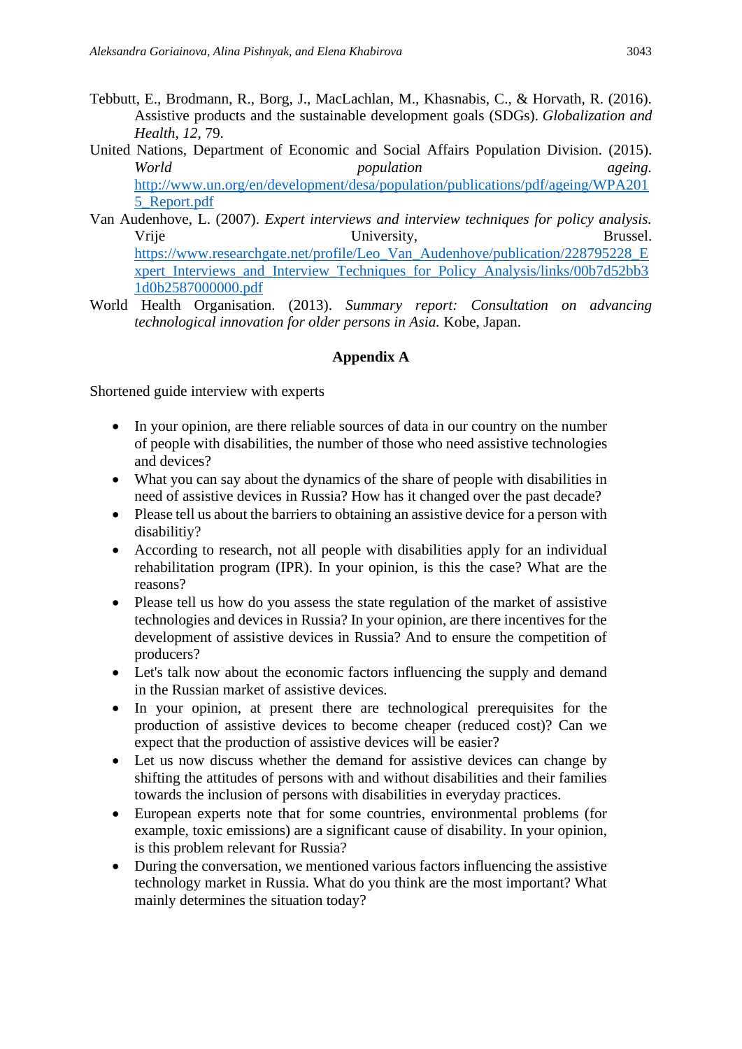Tebbutt, E., Brodmann, R., Borg, J., MacLachlan, M., Khasnabis, C., & Horvath, R. (2016). Assistive products and the sustainable development goals (SDGs). *Globalization and Health*, *12*, 79.

United Nations, Department of Economic and Social Affairs Population Division. (2015). *World population ageing*. http://www.un.org/en/development/desa/population/publications/pdf/ageing/WPA2015_Report.pdf

Van Audenhove, L. (2007). *Expert interviews and interview techniques for policy analysis.* Vrije University, Brussel. https://www.researchgate.net/profile/Leo_Van_Audenhove/publication/228795228_Expert_Interviews_and_Interview_Techniques_for_Policy_Analysis/links/00b7d52bb31d0b2587000000.pdf

World Health Organisation. (2013). *Summary report: Consultation on advancing technological innovation for older persons in Asia.* Kobe, Japan.

## Appendix A

Shortened guide interview with experts

- In your opinion, are there reliable sources of data in our country on the number of people with disabilities, the number of those who need assistive technologies and devices?
- What you can say about the dynamics of the share of people with disabilities in need of assistive devices in Russia? How has it changed over the past decade?
- Please tell us about the barriers to obtaining an assistive device for a person with disabilitiy?
- According to research, not all people with disabilities apply for an individual rehabilitation program (IPR). In your opinion, is this the case? What are the reasons?
- Please tell us how do you assess the state regulation of the market of assistive technologies and devices in Russia? In your opinion, are there incentives for the development of assistive devices in Russia? And to ensure the competition of producers?
- Let's talk now about the economic factors influencing the supply and demand in the Russian market of assistive devices.
- In your opinion, at present there are technological prerequisites for the production of assistive devices to become cheaper (reduced cost)? Can we expect that the production of assistive devices will be easier?
- Let us now discuss whether the demand for assistive devices can change by shifting the attitudes of persons with and without disabilities and their families towards the inclusion of persons with disabilities in everyday practices.
- European experts note that for some countries, environmental problems (for example, toxic emissions) are a significant cause of disability. In your opinion, is this problem relevant for Russia?
- During the conversation, we mentioned various factors influencing the assistive technology market in Russia. What do you think are the most important? What mainly determines the situation today?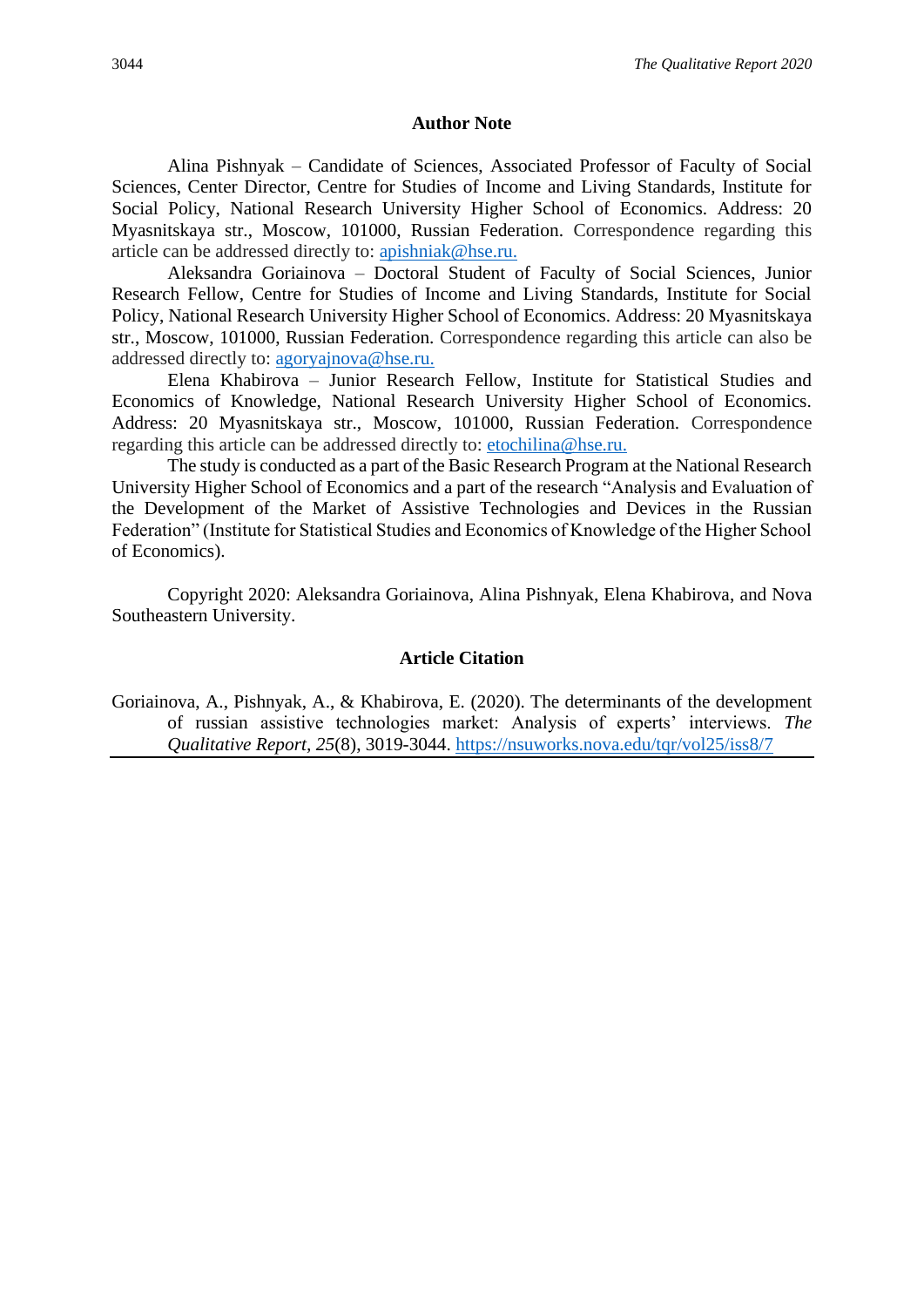## Author Note

Alina Pishnyak – Candidate of Sciences, Associated Professor of Faculty of Social Sciences, Center Director, Centre for Studies of Income and Living Standards, Institute for Social Policy, National Research University Higher School of Economics. Address: 20 Myasnitskaya str., Moscow, 101000, Russian Federation. Correspondence regarding this article can be addressed directly to: apishniak@hse.ru.

Aleksandra Goriainova – Doctoral Student of Faculty of Social Sciences, Junior Research Fellow, Centre for Studies of Income and Living Standards, Institute for Social Policy, National Research University Higher School of Economics. Address: 20 Myasnitskaya str., Moscow, 101000, Russian Federation. Correspondence regarding this article can also be addressed directly to: agoryajnova@hse.ru.

Elena Khabirova – Junior Research Fellow, Institute for Statistical Studies and Economics of Knowledge, National Research University Higher School of Economics. Address: 20 Myasnitskaya str., Moscow, 101000, Russian Federation. Correspondence regarding this article can be addressed directly to: etochilina@hse.ru.

The study is conducted as a part of the Basic Research Program at the National Research University Higher School of Economics and a part of the research "Analysis and Evaluation of the Development of the Market of Assistive Technologies and Devices in the Russian Federation" (Institute for Statistical Studies and Economics of Knowledge of the Higher School of Economics).

Copyright 2020: Aleksandra Goriainova, Alina Pishnyak, Elena Khabirova, and Nova Southeastern University.

## Article Citation

Goriainova, A., Pishnyak, A., & Khabirova, E. (2020). The determinants of the development of russian assistive technologies market: Analysis of experts' interviews. *The Qualitative Report, 25*(8), 3019-3044. https://nsuworks.nova.edu/tqr/vol25/iss8/7